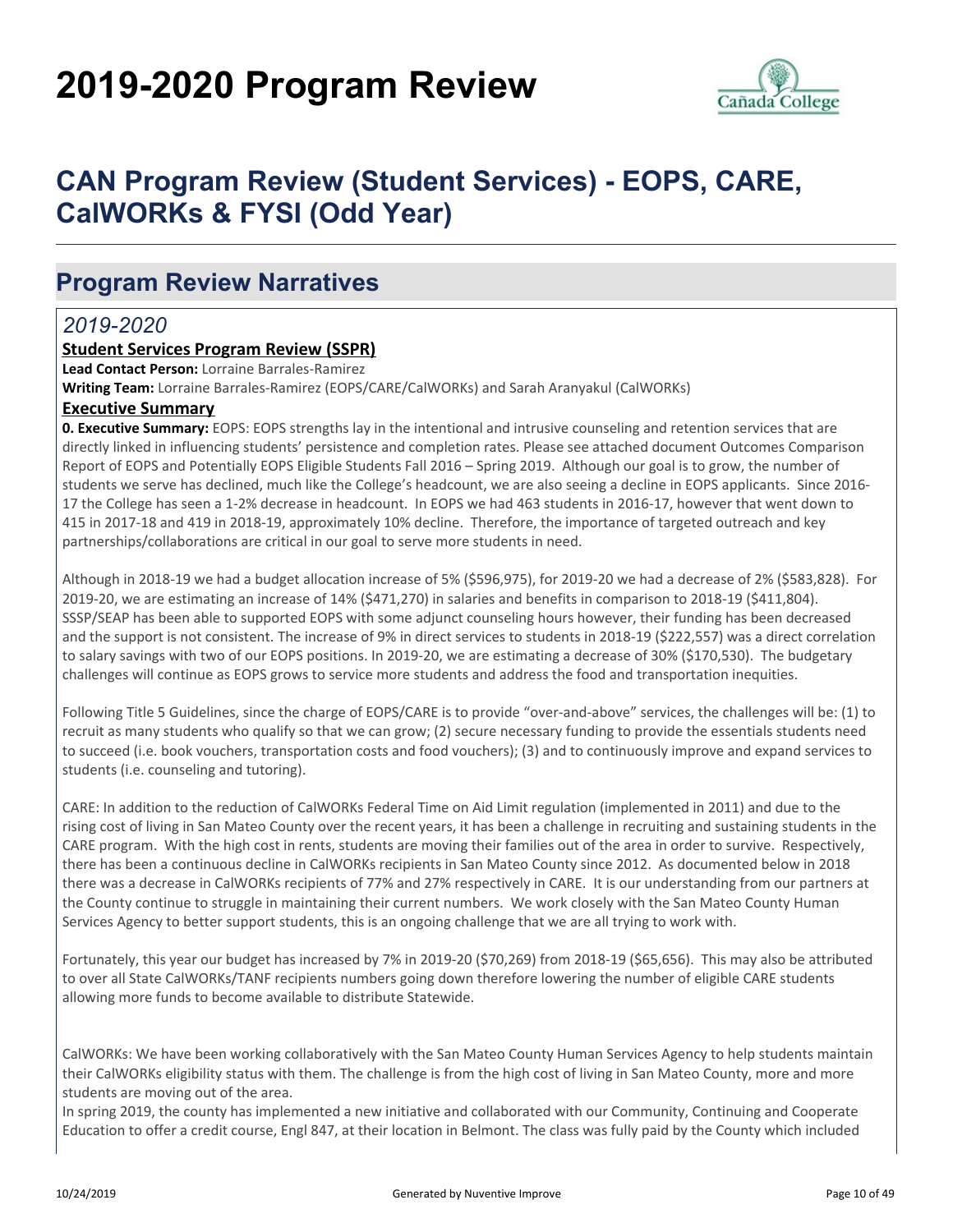# 2019-2020 Program Review

## CAN Program Review (Student Services) - EOPS, CARE, CalWORKs & FYSI (Odd Year)

## Program Review Narratives

### *2019-2020*

**Student Services Program Review (SSPR)**

**Lead Contact Person:** Lorraine Barrales-Ramirez

**Writing Team:** Lorraine Barrales-Ramirez (EOPS/CARE/CalWORKs) and Sarah Aranyakul (CalWORKs)

**Executive Summary**

**0. Executive Summary:** EOPS: EOPS strengths lay in the intentional and intrusive counseling and retention services that are directly linked in influencing students' persistence and completion rates. Please see attached document Outcomes Comparison Report of EOPS and Potentially EOPS Eligible Students Fall 2016 – Spring 2019. Although our goal is to grow, the number of students we serve has declined, much like the College's headcount, we are also seeing a decline in EOPS applicants. Since 2016-17 the College has seen a 1-2% decrease in headcount. In EOPS we had 463 students in 2016-17, however that went down to 415 in 2017-18 and 419 in 2018-19, approximately 10% decline. Therefore, the importance of targeted outreach and key partnerships/collaborations are critical in our goal to serve more students in need.

Although in 2018-19 we had a budget allocation increase of 5% ($596,975), for 2019-20 we had a decrease of 2% ($583,828). For 2019-20, we are estimating an increase of 14% ($471,270) in salaries and benefits in comparison to 2018-19 ($411,804). SSSP/SEAP has been able to supported EOPS with some adjunct counseling hours however, their funding has been decreased and the support is not consistent. The increase of 9% in direct services to students in 2018-19 ($222,557) was a direct correlation to salary savings with two of our EOPS positions. In 2019-20, we are estimating a decrease of 30% ($170,530). The budgetary challenges will continue as EOPS grows to service more students and address the food and transportation inequities.

Following Title 5 Guidelines, since the charge of EOPS/CARE is to provide "over-and-above" services, the challenges will be: (1) to recruit as many students who qualify so that we can grow; (2) secure necessary funding to provide the essentials students need to succeed (i.e. book vouchers, transportation costs and food vouchers); (3) and to continuously improve and expand services to students (i.e. counseling and tutoring).

CARE: In addition to the reduction of CalWORKs Federal Time on Aid Limit regulation (implemented in 2011) and due to the rising cost of living in San Mateo County over the recent years, it has been a challenge in recruiting and sustaining students in the CARE program. With the high cost in rents, students are moving their families out of the area in order to survive. Respectively, there has been a continuous decline in CalWORKs recipients in San Mateo County since 2012. As documented below in 2018 there was a decrease in CalWORKs recipients of 77% and 27% respectively in CARE. It is our understanding from our partners at the County continue to struggle in maintaining their current numbers. We work closely with the San Mateo County Human Services Agency to better support students, this is an ongoing challenge that we are all trying to work with.

Fortunately, this year our budget has increased by 7% in 2019-20 ($70,269) from 2018-19 ($65,656). This may also be attributed to over all State CalWORKs/TANF recipients numbers going down therefore lowering the number of eligible CARE students allowing more funds to become available to distribute Statewide.

CalWORKs: We have been working collaboratively with the San Mateo County Human Services Agency to help students maintain their CalWORKs eligibility status with them. The challenge is from the high cost of living in San Mateo County, more and more students are moving out of the area.

In spring 2019, the county has implemented a new initiative and collaborated with our Community, Continuing and Cooperate Education to offer a credit course, Engl 847, at their location in Belmont. The class was fully paid by the County which included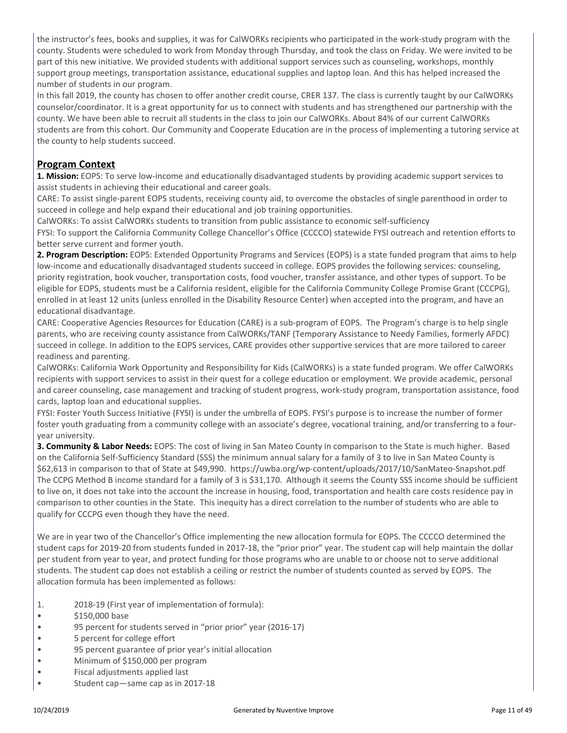the instructor's fees, books and supplies, it was for CalWORKs recipients who participated in the work-study program with the county. Students were scheduled to work from Monday through Thursday, and took the class on Friday. We were invited to be part of this new initiative. We provided students with additional support services such as counseling, workshops, monthly support group meetings, transportation assistance, educational supplies and laptop loan. And this has helped increased the number of students in our program.

In this fall 2019, the county has chosen to offer another credit course, CRER 137. The class is currently taught by our CalWORKs counselor/coordinator. It is a great opportunity for us to connect with students and has strengthened our partnership with the county. We have been able to recruit all students in the class to join our CalWORKs. About 84% of our current CalWORKs students are from this cohort. Our Community and Cooperate Education are in the process of implementing a tutoring service at the county to help students succeed.

## Program Context

**1. Mission:** EOPS: To serve low-income and educationally disadvantaged students by providing academic support services to assist students in achieving their educational and career goals.

CARE: To assist single-parent EOPS students, receiving county aid, to overcome the obstacles of single parenthood in order to succeed in college and help expand their educational and job training opportunities.

CalWORKs: To assist CalWORKs students to transition from public assistance to economic self-sufficiency

FYSI: To support the California Community College Chancellor's Office (CCCCO) statewide FYSI outreach and retention efforts to better serve current and former youth.

**2. Program Description:** EOPS: Extended Opportunity Programs and Services (EOPS) is a state funded program that aims to help low-income and educationally disadvantaged students succeed in college. EOPS provides the following services: counseling, priority registration, book voucher, transportation costs, food voucher, transfer assistance, and other types of support. To be eligible for EOPS, students must be a California resident, eligible for the California Community College Promise Grant (CCCPG), enrolled in at least 12 units (unless enrolled in the Disability Resource Center) when accepted into the program, and have an educational disadvantage.

CARE: Cooperative Agencies Resources for Education (CARE) is a sub-program of EOPS. The Program's charge is to help single parents, who are receiving county assistance from CalWORKs/TANF (Temporary Assistance to Needy Families, formerly AFDC) succeed in college. In addition to the EOPS services, CARE provides other supportive services that are more tailored to career readiness and parenting.

CalWORKs: California Work Opportunity and Responsibility for Kids (CalWORKs) is a state funded program. We offer CalWORKs recipients with support services to assist in their quest for a college education or employment. We provide academic, personal and career counseling, case management and tracking of student progress, work-study program, transportation assistance, food cards, laptop loan and educational supplies.

FYSI: Foster Youth Success Initiative (FYSI) is under the umbrella of EOPS. FYSI's purpose is to increase the number of former foster youth graduating from a community college with an associate's degree, vocational training, and/or transferring to a four-year university.

**3. Community & Labor Needs:** EOPS: The cost of living in San Mateo County in comparison to the State is much higher. Based on the California Self-Sufficiency Standard (SSS) the minimum annual salary for a family of 3 to live in San Mateo County is $62,613 in comparison to that of State at $49,990. https://uwba.org/wp-content/uploads/2017/10/SanMateo-Snapshot.pdf The CCPG Method B income standard for a family of 3 is $31,170. Although it seems the County SSS income should be sufficient to live on, it does not take into the account the increase in housing, food, transportation and health care costs residence pay in comparison to other counties in the State. This inequity has a direct correlation to the number of students who are able to qualify for CCCPG even though they have the need.

We are in year two of the Chancellor's Office implementing the new allocation formula for EOPS. The CCCCO determined the student caps for 2019-20 from students funded in 2017-18, the "prior prior" year. The student cap will help maintain the dollar per student from year to year, and protect funding for those programs who are unable to or choose not to serve additional students. The student cap does not establish a ceiling or restrict the number of students counted as served by EOPS. The allocation formula has been implemented as follows:

1. 2018-19 (First year of implementation of formula):
   - $150,000 base
   - 95 percent for students served in "prior prior" year (2016-17)
   - 5 percent for college effort
   - 95 percent guarantee of prior year's initial allocation
   - Minimum of $150,000 per program
   - Fiscal adjustments applied last
   - Student cap—same cap as in 2017-18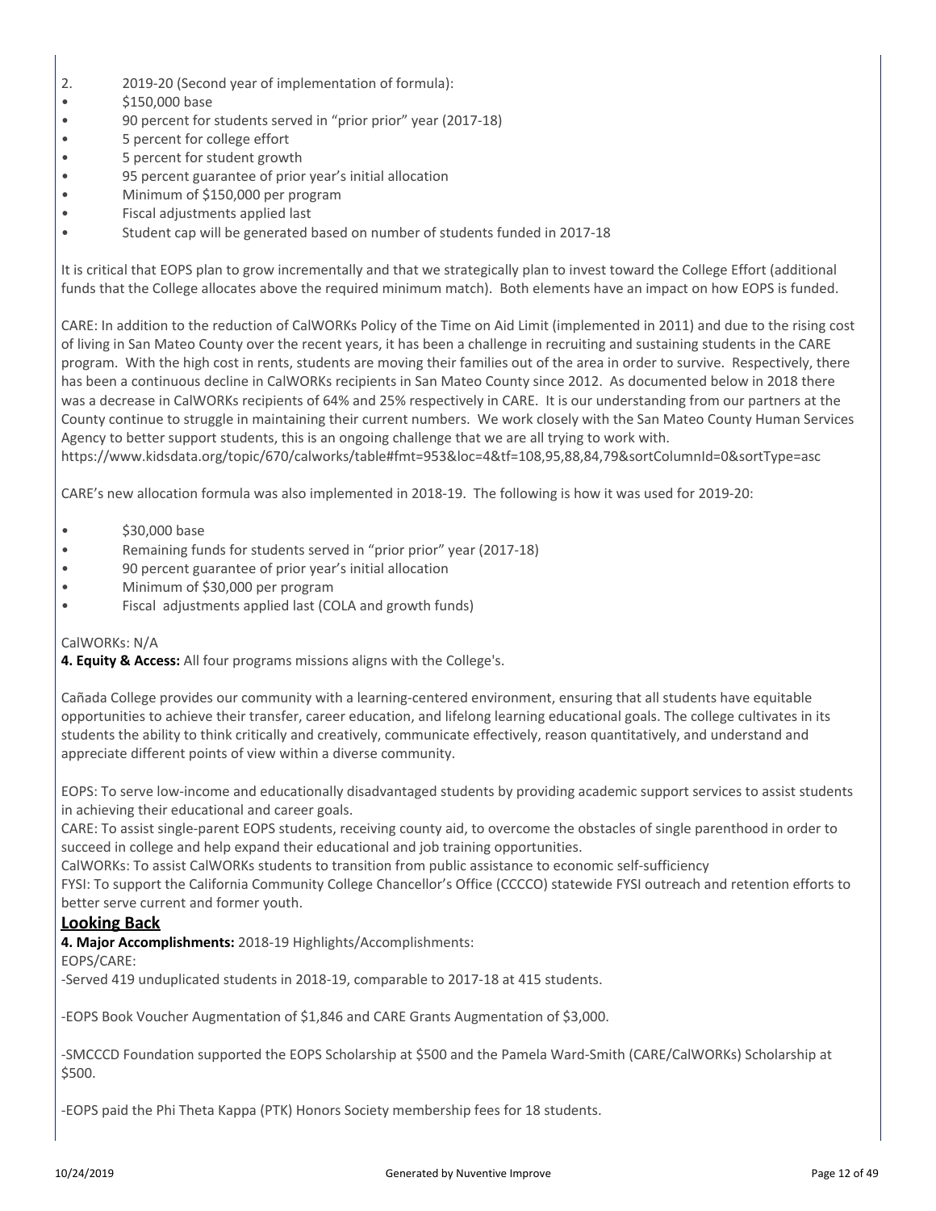2. 2019-20 (Second year of implementation of formula):

- $150,000 base
- 90 percent for students served in "prior prior" year (2017-18)
- 5 percent for college effort
- 5 percent for student growth
- 95 percent guarantee of prior year's initial allocation
- Minimum of $150,000 per program
- Fiscal adjustments applied last
- Student cap will be generated based on number of students funded in 2017-18

It is critical that EOPS plan to grow incrementally and that we strategically plan to invest toward the College Effort (additional funds that the College allocates above the required minimum match). Both elements have an impact on how EOPS is funded.

CARE: In addition to the reduction of CalWORKs Policy of the Time on Aid Limit (implemented in 2011) and due to the rising cost of living in San Mateo County over the recent years, it has been a challenge in recruiting and sustaining students in the CARE program. With the high cost in rents, students are moving their families out of the area in order to survive. Respectively, there has been a continuous decline in CalWORKs recipients in San Mateo County since 2012. As documented below in 2018 there was a decrease in CalWORKs recipients of 64% and 25% respectively in CARE. It is our understanding from our partners at the County continue to struggle in maintaining their current numbers. We work closely with the San Mateo County Human Services Agency to better support students, this is an ongoing challenge that we are all trying to work with.
https://www.kidsdata.org/topic/670/calworks/table#fmt=953&loc=4&tf=108,95,88,84,79&sortColumnId=0&sortType=asc

CARE's new allocation formula was also implemented in 2018-19. The following is how it was used for 2019-20:

- $30,000 base
- Remaining funds for students served in "prior prior" year (2017-18)
- 90 percent guarantee of prior year's initial allocation
- Minimum of $30,000 per program
- Fiscal adjustments applied last (COLA and growth funds)

CalWORKs: N/A

**4. Equity & Access:** All four programs missions aligns with the College's.

Cañada College provides our community with a learning-centered environment, ensuring that all students have equitable opportunities to achieve their transfer, career education, and lifelong learning educational goals. The college cultivates in its students the ability to think critically and creatively, communicate effectively, reason quantitatively, and understand and appreciate different points of view within a diverse community.

EOPS: To serve low-income and educationally disadvantaged students by providing academic support services to assist students in achieving their educational and career goals.
CARE: To assist single-parent EOPS students, receiving county aid, to overcome the obstacles of single parenthood in order to succeed in college and help expand their educational and job training opportunities.
CalWORKs: To assist CalWORKs students to transition from public assistance to economic self-sufficiency
FYSI: To support the California Community College Chancellor's Office (CCCCO) statewide FYSI outreach and retention efforts to better serve current and former youth.

## Looking Back

**4. Major Accomplishments:** 2018-19 Highlights/Accomplishments:

EOPS/CARE:

-Served 419 unduplicated students in 2018-19, comparable to 2017-18 at 415 students.

-EOPS Book Voucher Augmentation of $1,846 and CARE Grants Augmentation of $3,000.

-SMCCCD Foundation supported the EOPS Scholarship at $500 and the Pamela Ward-Smith (CARE/CalWORKs) Scholarship at $500.

-EOPS paid the Phi Theta Kappa (PTK) Honors Society membership fees for 18 students.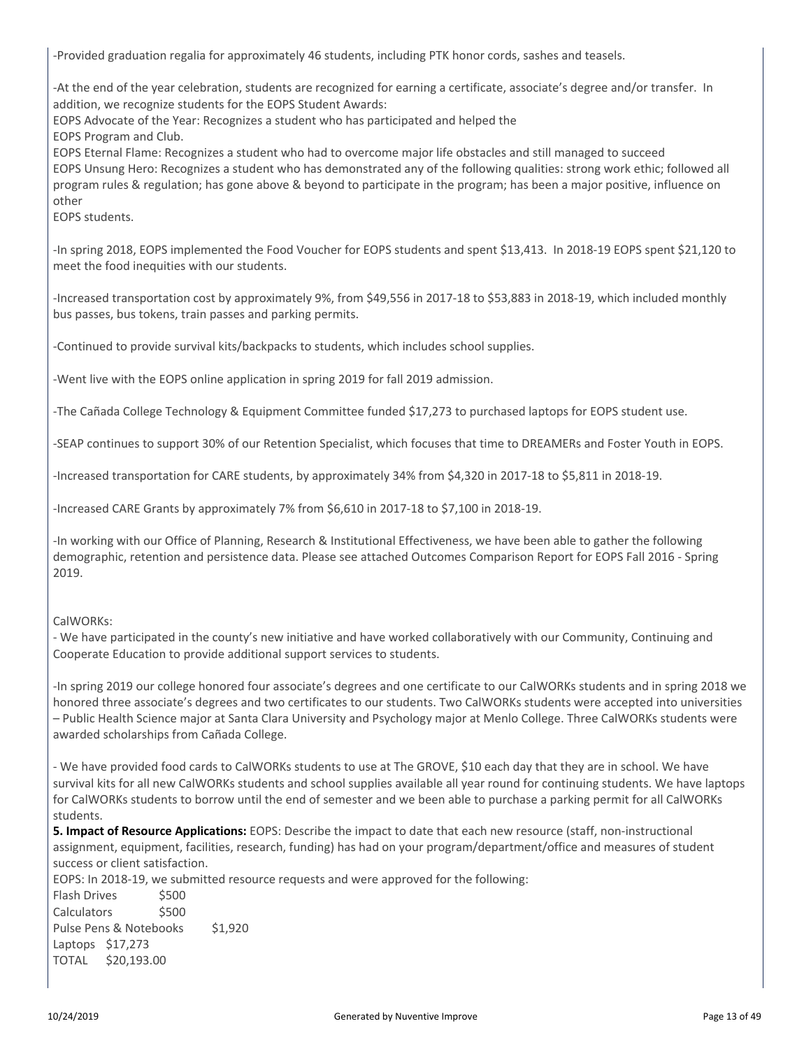-Provided graduation regalia for approximately 46 students, including PTK honor cords, sashes and teasels.

-At the end of the year celebration, students are recognized for earning a certificate, associate's degree and/or transfer. In addition, we recognize students for the EOPS Student Awards:
EOPS Advocate of the Year: Recognizes a student who has participated and helped the
EOPS Program and Club.
EOPS Eternal Flame: Recognizes a student who had to overcome major life obstacles and still managed to succeed
EOPS Unsung Hero: Recognizes a student who has demonstrated any of the following qualities: strong work ethic; followed all program rules & regulation; has gone above & beyond to participate in the program; has been a major positive, influence on other
EOPS students.

-In spring 2018, EOPS implemented the Food Voucher for EOPS students and spent $13,413. In 2018-19 EOPS spent $21,120 to meet the food inequities with our students.

-Increased transportation cost by approximately 9%, from $49,556 in 2017-18 to $53,883 in 2018-19, which included monthly bus passes, bus tokens, train passes and parking permits.

-Continued to provide survival kits/backpacks to students, which includes school supplies.

-Went live with the EOPS online application in spring 2019 for fall 2019 admission.

-The Cañada College Technology & Equipment Committee funded $17,273 to purchased laptops for EOPS student use.

-SEAP continues to support 30% of our Retention Specialist, which focuses that time to DREAMERs and Foster Youth in EOPS.

-Increased transportation for CARE students, by approximately 34% from $4,320 in 2017-18 to $5,811 in 2018-19.

-Increased CARE Grants by approximately 7% from $6,610 in 2017-18 to $7,100 in 2018-19.

-In working with our Office of Planning, Research & Institutional Effectiveness, we have been able to gather the following demographic, retention and persistence data. Please see attached Outcomes Comparison Report for EOPS Fall 2016 - Spring 2019.

CalWORKs:
- We have participated in the county's new initiative and have worked collaboratively with our Community, Continuing and Cooperate Education to provide additional support services to students.

-In spring 2019 our college honored four associate's degrees and one certificate to our CalWORKs students and in spring 2018 we honored three associate's degrees and two certificates to our students. Two CalWORKs students were accepted into universities – Public Health Science major at Santa Clara University and Psychology major at Menlo College. Three CalWORKs students were awarded scholarships from Cañada College.

- We have provided food cards to CalWORKs students to use at The GROVE, $10 each day that they are in school. We have survival kits for all new CalWORKs students and school supplies available all year round for continuing students. We have laptops for CalWORKs students to borrow until the end of semester and we been able to purchase a parking permit for all CalWORKs students.

**5. Impact of Resource Applications:** EOPS: Describe the impact to date that each new resource (staff, non-instructional assignment, equipment, facilities, research, funding) has had on your program/department/office and measures of student success or client satisfaction.

EOPS: In 2018-19, we submitted resource requests and were approved for the following:

Flash Drives $500
Calculators $500
Pulse Pens & Notebooks $1,920
Laptops $17,273
TOTAL $20,193.00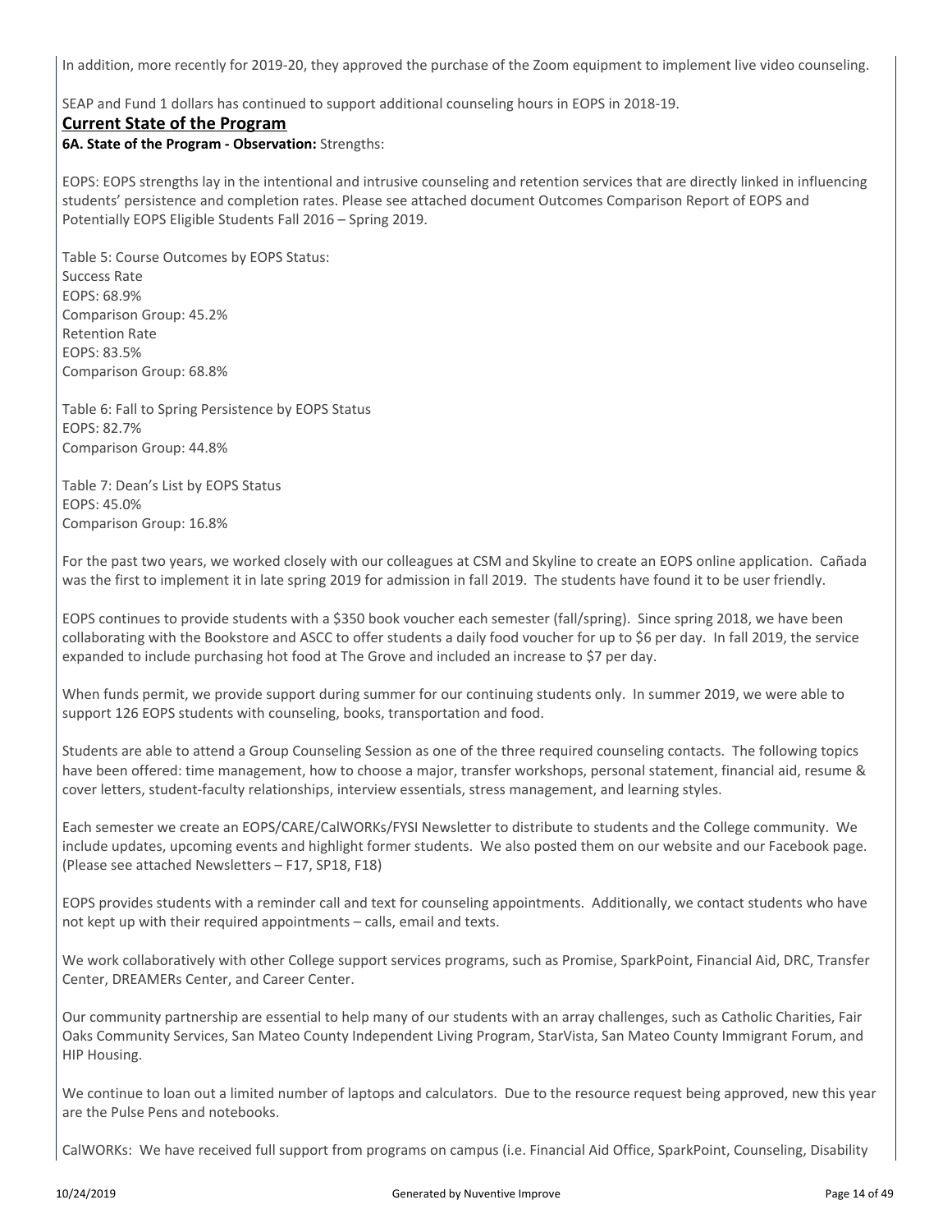In addition, more recently for 2019-20, they approved the purchase of the Zoom equipment to implement live video counseling.

SEAP and Fund 1 dollars has continued to support additional counseling hours in EOPS in 2018-19.

## Current State of the Program

**6A. State of the Program - Observation:** Strengths:

EOPS: EOPS strengths lay in the intentional and intrusive counseling and retention services that are directly linked in influencing students' persistence and completion rates. Please see attached document Outcomes Comparison Report of EOPS and Potentially EOPS Eligible Students Fall 2016 – Spring 2019.

Table 5: Course Outcomes by EOPS Status:
Success Rate
EOPS: 68.9%
Comparison Group: 45.2%
Retention Rate
EOPS: 83.5%
Comparison Group: 68.8%

Table 6: Fall to Spring Persistence by EOPS Status
EOPS: 82.7%
Comparison Group: 44.8%

Table 7: Dean's List by EOPS Status
EOPS: 45.0%
Comparison Group: 16.8%

For the past two years, we worked closely with our colleagues at CSM and Skyline to create an EOPS online application. Cañada was the first to implement it in late spring 2019 for admission in fall 2019. The students have found it to be user friendly.

EOPS continues to provide students with a $350 book voucher each semester (fall/spring). Since spring 2018, we have been collaborating with the Bookstore and ASCC to offer students a daily food voucher for up to $6 per day. In fall 2019, the service expanded to include purchasing hot food at The Grove and included an increase to $7 per day.

When funds permit, we provide support during summer for our continuing students only. In summer 2019, we were able to support 126 EOPS students with counseling, books, transportation and food.

Students are able to attend a Group Counseling Session as one of the three required counseling contacts. The following topics have been offered: time management, how to choose a major, transfer workshops, personal statement, financial aid, resume & cover letters, student-faculty relationships, interview essentials, stress management, and learning styles.

Each semester we create an EOPS/CARE/CalWORKs/FYSI Newsletter to distribute to students and the College community. We include updates, upcoming events and highlight former students. We also posted them on our website and our Facebook page. (Please see attached Newsletters – F17, SP18, F18)

EOPS provides students with a reminder call and text for counseling appointments. Additionally, we contact students who have not kept up with their required appointments – calls, email and texts.

We work collaboratively with other College support services programs, such as Promise, SparkPoint, Financial Aid, DRC, Transfer Center, DREAMERs Center, and Career Center.

Our community partnership are essential to help many of our students with an array challenges, such as Catholic Charities, Fair Oaks Community Services, San Mateo County Independent Living Program, StarVista, San Mateo County Immigrant Forum, and HIP Housing.

We continue to loan out a limited number of laptops and calculators. Due to the resource request being approved, new this year are the Pulse Pens and notebooks.

CalWORKs: We have received full support from programs on campus (i.e. Financial Aid Office, SparkPoint, Counseling, Disability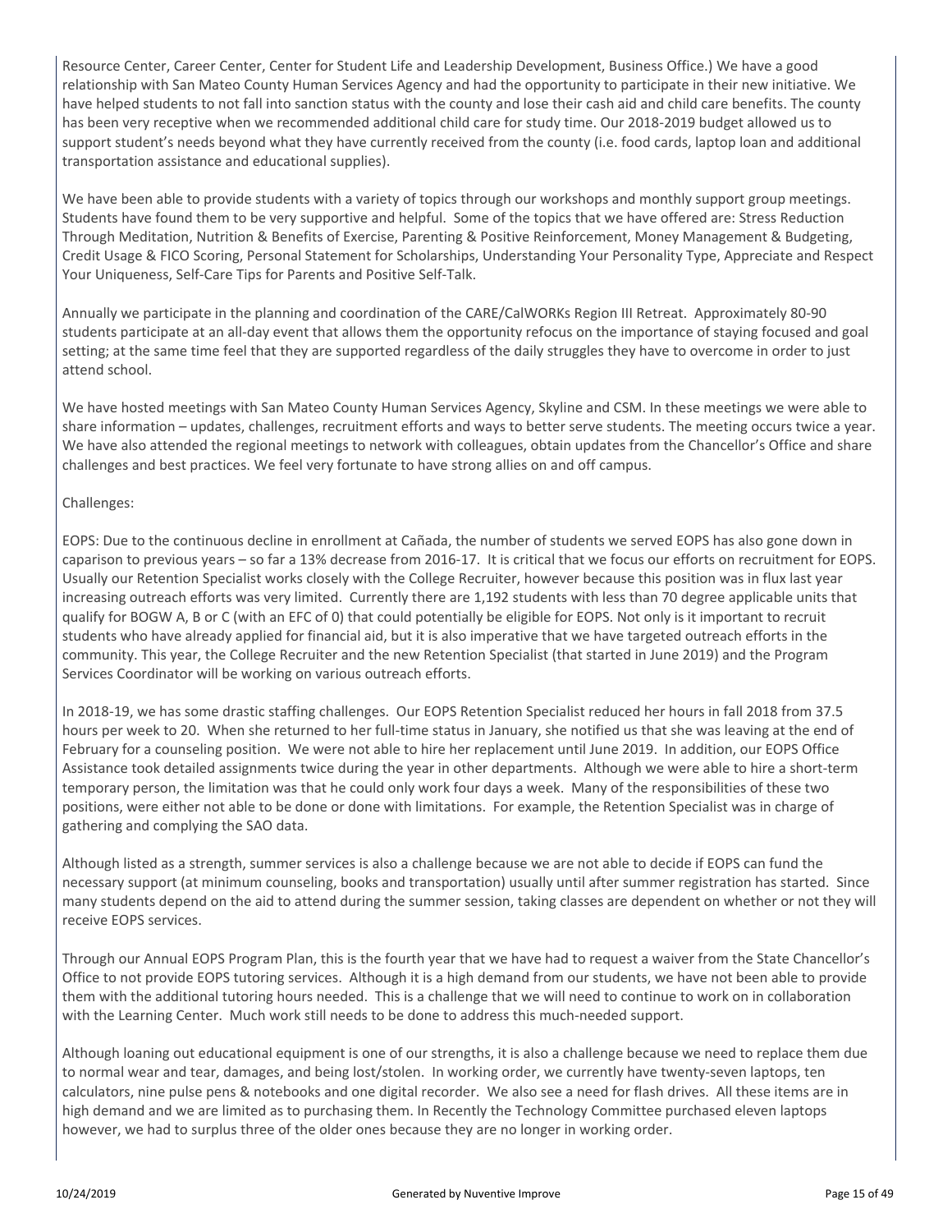Resource Center, Career Center, Center for Student Life and Leadership Development, Business Office.) We have a good relationship with San Mateo County Human Services Agency and had the opportunity to participate in their new initiative. We have helped students to not fall into sanction status with the county and lose their cash aid and child care benefits. The county has been very receptive when we recommended additional child care for study time. Our 2018-2019 budget allowed us to support student's needs beyond what they have currently received from the county (i.e. food cards, laptop loan and additional transportation assistance and educational supplies).

We have been able to provide students with a variety of topics through our workshops and monthly support group meetings. Students have found them to be very supportive and helpful. Some of the topics that we have offered are: Stress Reduction Through Meditation, Nutrition & Benefits of Exercise, Parenting & Positive Reinforcement, Money Management & Budgeting, Credit Usage & FICO Scoring, Personal Statement for Scholarships, Understanding Your Personality Type, Appreciate and Respect Your Uniqueness, Self-Care Tips for Parents and Positive Self-Talk.

Annually we participate in the planning and coordination of the CARE/CalWORKs Region III Retreat. Approximately 80-90 students participate at an all-day event that allows them the opportunity refocus on the importance of staying focused and goal setting; at the same time feel that they are supported regardless of the daily struggles they have to overcome in order to just attend school.

We have hosted meetings with San Mateo County Human Services Agency, Skyline and CSM. In these meetings we were able to share information – updates, challenges, recruitment efforts and ways to better serve students. The meeting occurs twice a year. We have also attended the regional meetings to network with colleagues, obtain updates from the Chancellor's Office and share challenges and best practices. We feel very fortunate to have strong allies on and off campus.

Challenges:

EOPS: Due to the continuous decline in enrollment at Cañada, the number of students we served EOPS has also gone down in caparison to previous years – so far a 13% decrease from 2016-17. It is critical that we focus our efforts on recruitment for EOPS. Usually our Retention Specialist works closely with the College Recruiter, however because this position was in flux last year increasing outreach efforts was very limited. Currently there are 1,192 students with less than 70 degree applicable units that qualify for BOGW A, B or C (with an EFC of 0) that could potentially be eligible for EOPS. Not only is it important to recruit students who have already applied for financial aid, but it is also imperative that we have targeted outreach efforts in the community. This year, the College Recruiter and the new Retention Specialist (that started in June 2019) and the Program Services Coordinator will be working on various outreach efforts.

In 2018-19, we has some drastic staffing challenges. Our EOPS Retention Specialist reduced her hours in fall 2018 from 37.5 hours per week to 20. When she returned to her full-time status in January, she notified us that she was leaving at the end of February for a counseling position. We were not able to hire her replacement until June 2019. In addition, our EOPS Office Assistance took detailed assignments twice during the year in other departments. Although we were able to hire a short-term temporary person, the limitation was that he could only work four days a week. Many of the responsibilities of these two positions, were either not able to be done or done with limitations. For example, the Retention Specialist was in charge of gathering and complying the SAO data.

Although listed as a strength, summer services is also a challenge because we are not able to decide if EOPS can fund the necessary support (at minimum counseling, books and transportation) usually until after summer registration has started. Since many students depend on the aid to attend during the summer session, taking classes are dependent on whether or not they will receive EOPS services.

Through our Annual EOPS Program Plan, this is the fourth year that we have had to request a waiver from the State Chancellor's Office to not provide EOPS tutoring services. Although it is a high demand from our students, we have not been able to provide them with the additional tutoring hours needed. This is a challenge that we will need to continue to work on in collaboration with the Learning Center. Much work still needs to be done to address this much-needed support.

Although loaning out educational equipment is one of our strengths, it is also a challenge because we need to replace them due to normal wear and tear, damages, and being lost/stolen. In working order, we currently have twenty-seven laptops, ten calculators, nine pulse pens & notebooks and one digital recorder. We also see a need for flash drives. All these items are in high demand and we are limited as to purchasing them. In Recently the Technology Committee purchased eleven laptops however, we had to surplus three of the older ones because they are no longer in working order.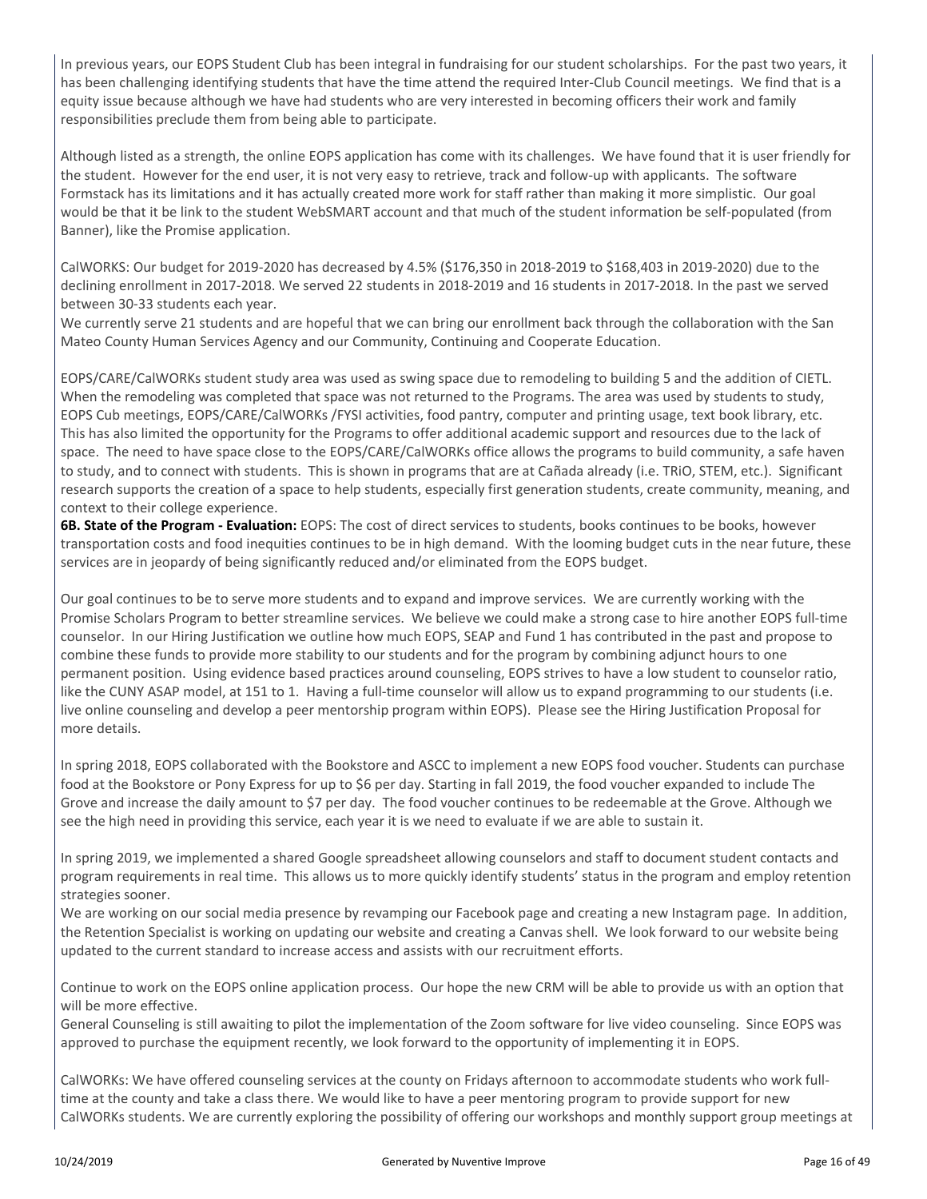In previous years, our EOPS Student Club has been integral in fundraising for our student scholarships. For the past two years, it has been challenging identifying students that have the time attend the required Inter-Club Council meetings. We find that is a equity issue because although we have had students who are very interested in becoming officers their work and family responsibilities preclude them from being able to participate.

Although listed as a strength, the online EOPS application has come with its challenges. We have found that it is user friendly for the student. However for the end user, it is not very easy to retrieve, track and follow-up with applicants. The software Formstack has its limitations and it has actually created more work for staff rather than making it more simplistic. Our goal would be that it be link to the student WebSMART account and that much of the student information be self-populated (from Banner), like the Promise application.

CalWORKS: Our budget for 2019-2020 has decreased by 4.5% ($176,350 in 2018-2019 to $168,403 in 2019-2020) due to the declining enrollment in 2017-2018. We served 22 students in 2018-2019 and 16 students in 2017-2018. In the past we served between 30-33 students each year.
We currently serve 21 students and are hopeful that we can bring our enrollment back through the collaboration with the San Mateo County Human Services Agency and our Community, Continuing and Cooperate Education.

EOPS/CARE/CalWORKs student study area was used as swing space due to remodeling to building 5 and the addition of CIETL. When the remodeling was completed that space was not returned to the Programs. The area was used by students to study, EOPS Cub meetings, EOPS/CARE/CalWORKs /FYSI activities, food pantry, computer and printing usage, text book library, etc. This has also limited the opportunity for the Programs to offer additional academic support and resources due to the lack of space. The need to have space close to the EOPS/CARE/CalWORKs office allows the programs to build community, a safe haven to study, and to connect with students. This is shown in programs that are at Cañada already (i.e. TRiO, STEM, etc.). Significant research supports the creation of a space to help students, especially first generation students, create community, meaning, and context to their college experience.

**6B. State of the Program - Evaluation:** EOPS: The cost of direct services to students, books continues to be books, however transportation costs and food inequities continues to be in high demand. With the looming budget cuts in the near future, these services are in jeopardy of being significantly reduced and/or eliminated from the EOPS budget.

Our goal continues to be to serve more students and to expand and improve services. We are currently working with the Promise Scholars Program to better streamline services. We believe we could make a strong case to hire another EOPS full-time counselor. In our Hiring Justification we outline how much EOPS, SEAP and Fund 1 has contributed in the past and propose to combine these funds to provide more stability to our students and for the program by combining adjunct hours to one permanent position. Using evidence based practices around counseling, EOPS strives to have a low student to counselor ratio, like the CUNY ASAP model, at 151 to 1. Having a full-time counselor will allow us to expand programming to our students (i.e. live online counseling and develop a peer mentorship program within EOPS). Please see the Hiring Justification Proposal for more details.

In spring 2018, EOPS collaborated with the Bookstore and ASCC to implement a new EOPS food voucher. Students can purchase food at the Bookstore or Pony Express for up to $6 per day. Starting in fall 2019, the food voucher expanded to include The Grove and increase the daily amount to $7 per day. The food voucher continues to be redeemable at the Grove. Although we see the high need in providing this service, each year it is we need to evaluate if we are able to sustain it.

In spring 2019, we implemented a shared Google spreadsheet allowing counselors and staff to document student contacts and program requirements in real time. This allows us to more quickly identify students' status in the program and employ retention strategies sooner.
We are working on our social media presence by revamping our Facebook page and creating a new Instagram page. In addition, the Retention Specialist is working on updating our website and creating a Canvas shell. We look forward to our website being updated to the current standard to increase access and assists with our recruitment efforts.

Continue to work on the EOPS online application process. Our hope the new CRM will be able to provide us with an option that will be more effective.
General Counseling is still awaiting to pilot the implementation of the Zoom software for live video counseling. Since EOPS was approved to purchase the equipment recently, we look forward to the opportunity of implementing it in EOPS.

CalWORKs: We have offered counseling services at the county on Fridays afternoon to accommodate students who work full-time at the county and take a class there. We would like to have a peer mentoring program to provide support for new CalWORKs students. We are currently exploring the possibility of offering our workshops and monthly support group meetings at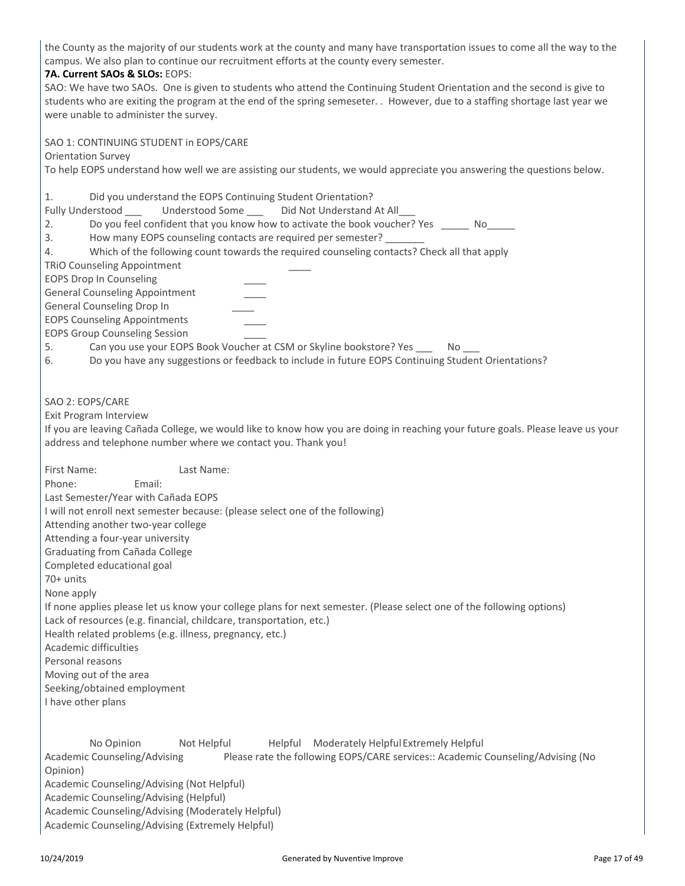the County as the majority of our students work at the county and many have transportation issues to come all the way to the campus. We also plan to continue our recruitment efforts at the county every semester.

**7A. Current SAOs & SLOs:** EOPS:

SAO: We have two SAOs. One is given to students who attend the Continuing Student Orientation and the second is give to students who are exiting the program at the end of the spring semeseter. . However, due to a staffing shortage last year we were unable to administer the survey.

SAO 1: CONTINUING STUDENT in EOPS/CARE

Orientation Survey

To help EOPS understand how well we are assisting our students, we would appreciate you answering the questions below.

1. Did you understand the EOPS Continuing Student Orientation?

Fully Understood ___ Understood Some ___ Did Not Understand At All___

2. Do you feel confident that you know how to activate the book voucher? Yes _____ No_____
3. How many EOPS counseling contacts are required per semester? _______
4. Which of the following count towards the required counseling contacts? Check all that apply

TRiO Counseling Appointment ____

EOPS Drop In Counseling ____

General Counseling Appointment ____

General Counseling Drop In ____

EOPS Counseling Appointments ____

EOPS Group Counseling Session ____

5. Can you use your EOPS Book Voucher at CSM or Skyline bookstore? Yes ___ No ___
6. Do you have any suggestions or feedback to include in future EOPS Continuing Student Orientations?

SAO 2: EOPS/CARE

Exit Program Interview

If you are leaving Cañada College, we would like to know how you are doing in reaching your future goals. Please leave us your address and telephone number where we contact you. Thank you!

First Name: Last Name:

Phone: Email:

Last Semester/Year with Cañada EOPS

I will not enroll next semester because: (please select one of the following)

Attending another two-year college

Attending a four-year university

Graduating from Cañada College

Completed educational goal

70+ units

None apply

If none applies please let us know your college plans for next semester. (Please select one of the following options)

Lack of resources (e.g. financial, childcare, transportation, etc.)

Health related problems (e.g. illness, pregnancy, etc.)

Academic difficulties

Personal reasons

Moving out of the area

Seeking/obtained employment

I have other plans

No Opinion Not Helpful Helpful Moderately Helpful Extremely Helpful

Academic Counseling/Advising Please rate the following EOPS/CARE services:: Academic Counseling/Advising (No Opinion)

Academic Counseling/Advising (Not Helpful)

Academic Counseling/Advising (Helpful)

Academic Counseling/Advising (Moderately Helpful)

Academic Counseling/Advising (Extremely Helpful)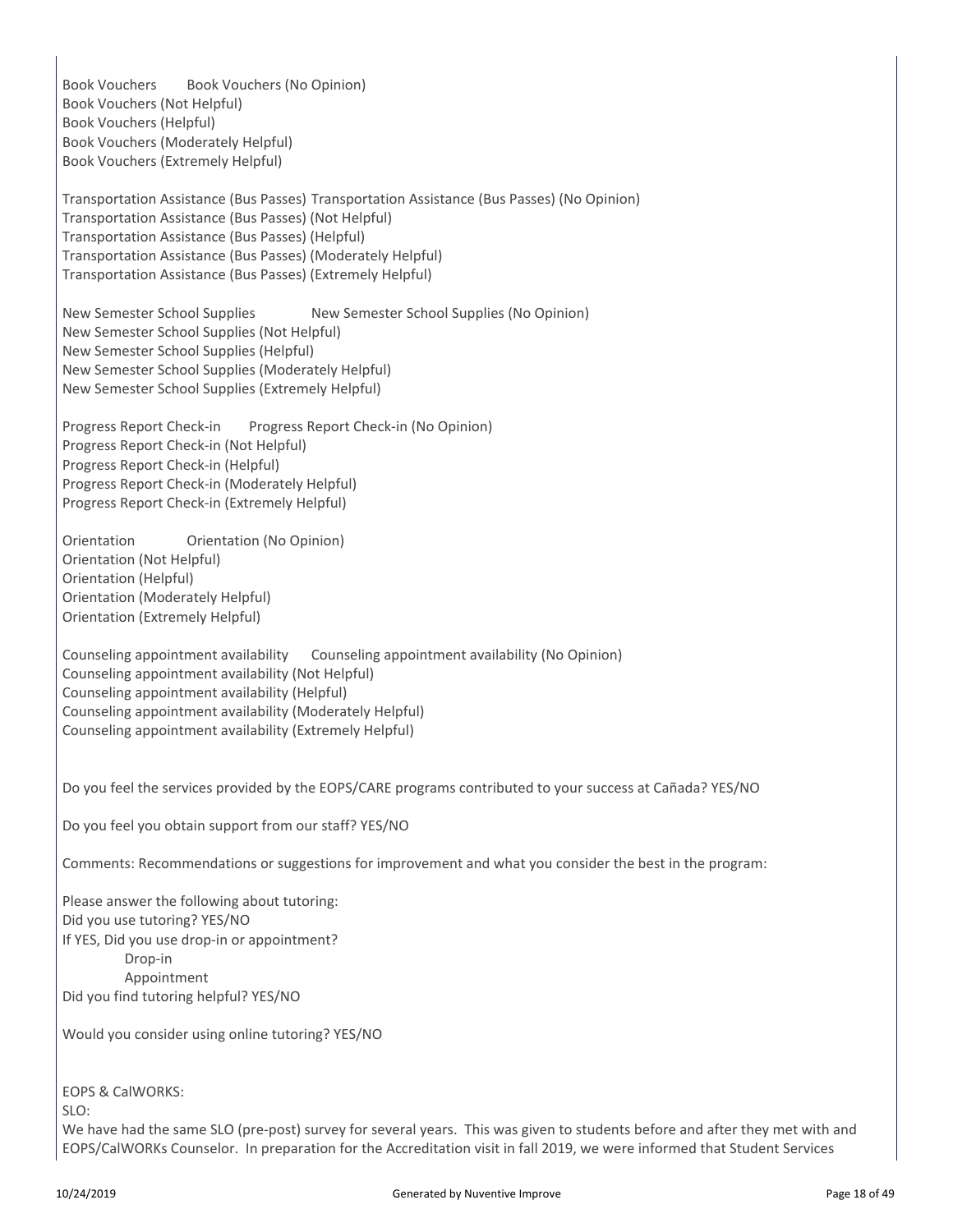Book Vouchers Book Vouchers (No Opinion)
Book Vouchers (Not Helpful)
Book Vouchers (Helpful)
Book Vouchers (Moderately Helpful)
Book Vouchers (Extremely Helpful)

Transportation Assistance (Bus Passes) Transportation Assistance (Bus Passes) (No Opinion)
Transportation Assistance (Bus Passes) (Not Helpful)
Transportation Assistance (Bus Passes) (Helpful)
Transportation Assistance (Bus Passes) (Moderately Helpful)
Transportation Assistance (Bus Passes) (Extremely Helpful)

New Semester School Supplies New Semester School Supplies (No Opinion)
New Semester School Supplies (Not Helpful)
New Semester School Supplies (Helpful)
New Semester School Supplies (Moderately Helpful)
New Semester School Supplies (Extremely Helpful)

Progress Report Check-in Progress Report Check-in (No Opinion)
Progress Report Check-in (Not Helpful)
Progress Report Check-in (Helpful)
Progress Report Check-in (Moderately Helpful)
Progress Report Check-in (Extremely Helpful)

Orientation Orientation (No Opinion)
Orientation (Not Helpful)
Orientation (Helpful)
Orientation (Moderately Helpful)
Orientation (Extremely Helpful)

Counseling appointment availability Counseling appointment availability (No Opinion)
Counseling appointment availability (Not Helpful)
Counseling appointment availability (Helpful)
Counseling appointment availability (Moderately Helpful)
Counseling appointment availability (Extremely Helpful)

Do you feel the services provided by the EOPS/CARE programs contributed to your success at Cañada? YES/NO

Do you feel you obtain support from our staff? YES/NO

Comments: Recommendations or suggestions for improvement and what you consider the best in the program:

Please answer the following about tutoring:
Did you use tutoring? YES/NO
If YES, Did you use drop-in or appointment?
- Drop-in
- Appointment

Did you find tutoring helpful? YES/NO

Would you consider using online tutoring? YES/NO

EOPS & CalWORKS:
SLO:
We have had the same SLO (pre-post) survey for several years. This was given to students before and after they met with and EOPS/CalWORKs Counselor. In preparation for the Accreditation visit in fall 2019, we were informed that Student Services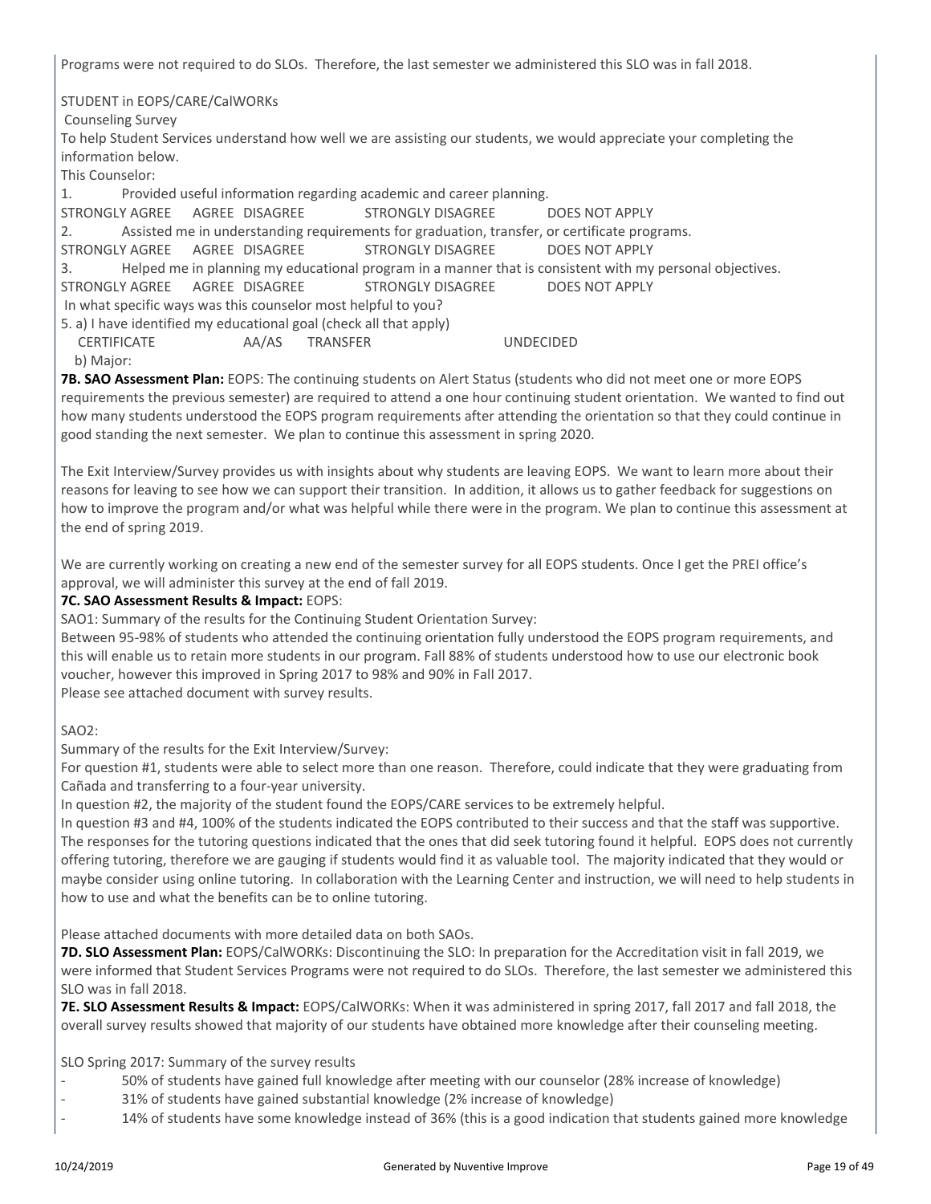Programs were not required to do SLOs. Therefore, the last semester we administered this SLO was in fall 2018.

STUDENT in EOPS/CARE/CalWORKs

Counseling Survey

To help Student Services understand how well we are assisting our students, we would appreciate your completing the information below.

This Counselor:

1. Provided useful information regarding academic and career planning.

STRONGLY AGREE AGREE DISAGREE STRONGLY DISAGREE DOES NOT APPLY

2. Assisted me in understanding requirements for graduation, transfer, or certificate programs.

STRONGLY AGREE AGREE DISAGREE STRONGLY DISAGREE DOES NOT APPLY

3. Helped me in planning my educational program in a manner that is consistent with my personal objectives.

STRONGLY AGREE AGREE DISAGREE STRONGLY DISAGREE DOES NOT APPLY

In what specific ways was this counselor most helpful to you?

5. a) I have identified my educational goal (check all that apply)

CERTIFICATE AA/AS TRANSFER UNDECIDED

b) Major:

**7B. SAO Assessment Plan:** EOPS: The continuing students on Alert Status (students who did not meet one or more EOPS requirements the previous semester) are required to attend a one hour continuing student orientation. We wanted to find out how many students understood the EOPS program requirements after attending the orientation so that they could continue in good standing the next semester. We plan to continue this assessment in spring 2020.

The Exit Interview/Survey provides us with insights about why students are leaving EOPS. We want to learn more about their reasons for leaving to see how we can support their transition. In addition, it allows us to gather feedback for suggestions on how to improve the program and/or what was helpful while there were in the program. We plan to continue this assessment at the end of spring 2019.

We are currently working on creating a new end of the semester survey for all EOPS students. Once I get the PREI office's approval, we will administer this survey at the end of fall 2019.

**7C. SAO Assessment Results & Impact:** EOPS:

SAO1: Summary of the results for the Continuing Student Orientation Survey:

Between 95-98% of students who attended the continuing orientation fully understood the EOPS program requirements, and this will enable us to retain more students in our program. Fall 88% of students understood how to use our electronic book voucher, however this improved in Spring 2017 to 98% and 90% in Fall 2017.

Please see attached document with survey results.

SAO2:

Summary of the results for the Exit Interview/Survey:

For question #1, students were able to select more than one reason. Therefore, could indicate that they were graduating from Cañada and transferring to a four-year university.

In question #2, the majority of the student found the EOPS/CARE services to be extremely helpful.

In question #3 and #4, 100% of the students indicated the EOPS contributed to their success and that the staff was supportive. The responses for the tutoring questions indicated that the ones that did seek tutoring found it helpful. EOPS does not currently offering tutoring, therefore we are gauging if students would find it as valuable tool. The majority indicated that they would or maybe consider using online tutoring. In collaboration with the Learning Center and instruction, we will need to help students in how to use and what the benefits can be to online tutoring.

Please attached documents with more detailed data on both SAOs.

**7D. SLO Assessment Plan:** EOPS/CalWORKs: Discontinuing the SLO: In preparation for the Accreditation visit in fall 2019, we were informed that Student Services Programs were not required to do SLOs. Therefore, the last semester we administered this SLO was in fall 2018.

**7E. SLO Assessment Results & Impact:** EOPS/CalWORKs: When it was administered in spring 2017, fall 2017 and fall 2018, the overall survey results showed that majority of our students have obtained more knowledge after their counseling meeting.

SLO Spring 2017: Summary of the survey results

- 50% of students have gained full knowledge after meeting with our counselor (28% increase of knowledge)
- 31% of students have gained substantial knowledge (2% increase of knowledge)
- 14% of students have some knowledge instead of 36% (this is a good indication that students gained more knowledge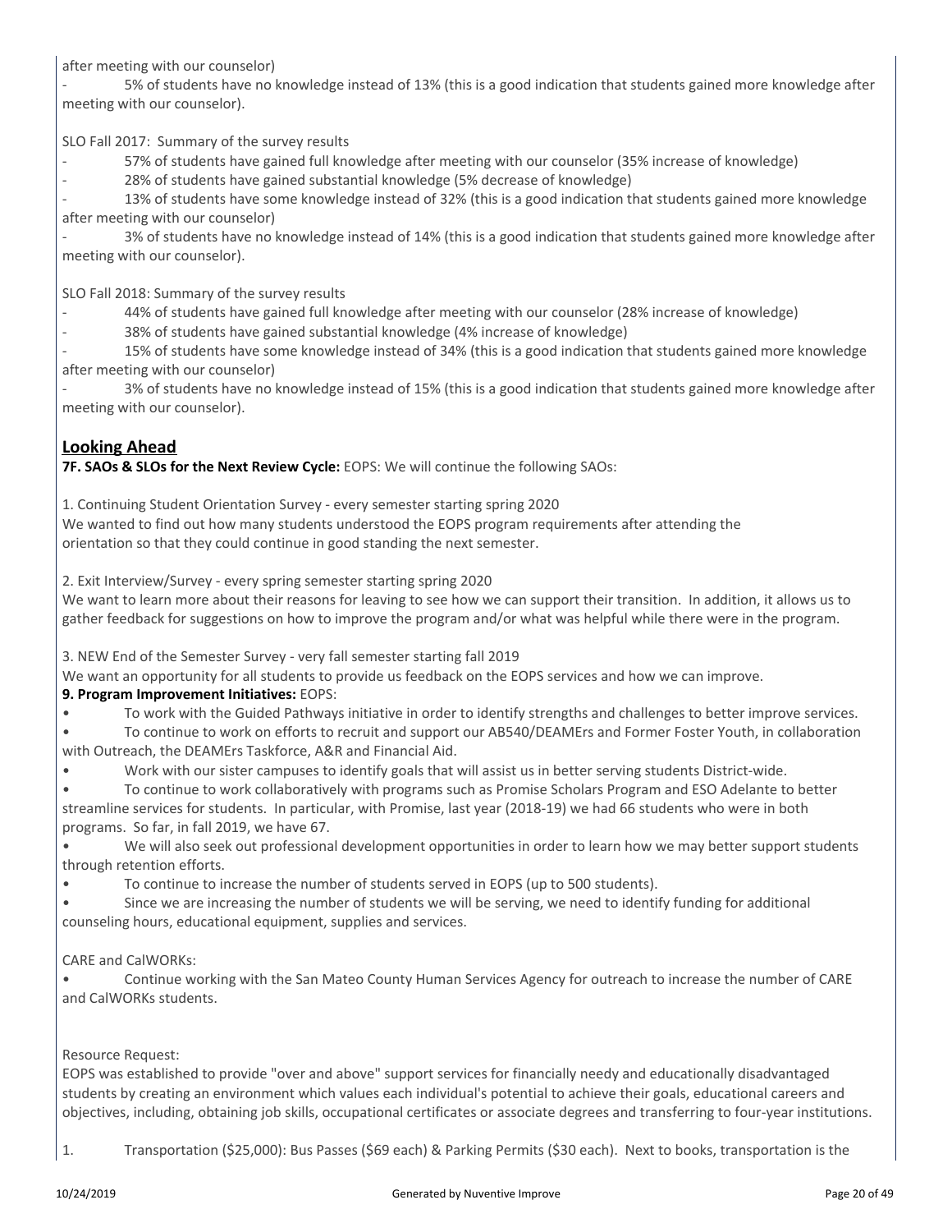after meeting with our counselor)

- 5% of students have no knowledge instead of 13% (this is a good indication that students gained more knowledge after meeting with our counselor).

SLO Fall 2017: Summary of the survey results

- 57% of students have gained full knowledge after meeting with our counselor (35% increase of knowledge)
- 28% of students have gained substantial knowledge (5% decrease of knowledge)
- 13% of students have some knowledge instead of 32% (this is a good indication that students gained more knowledge after meeting with our counselor)
- 3% of students have no knowledge instead of 14% (this is a good indication that students gained more knowledge after meeting with our counselor).

SLO Fall 2018: Summary of the survey results

- 44% of students have gained full knowledge after meeting with our counselor (28% increase of knowledge)
- 38% of students have gained substantial knowledge (4% increase of knowledge)
- 15% of students have some knowledge instead of 34% (this is a good indication that students gained more knowledge after meeting with our counselor)
- 3% of students have no knowledge instead of 15% (this is a good indication that students gained more knowledge after meeting with our counselor).

## Looking Ahead

**7F. SAOs & SLOs for the Next Review Cycle:** EOPS: We will continue the following SAOs:

1. Continuing Student Orientation Survey - every semester starting spring 2020
We wanted to find out how many students understood the EOPS program requirements after attending the orientation so that they could continue in good standing the next semester.

2. Exit Interview/Survey - every spring semester starting spring 2020
We want to learn more about their reasons for leaving to see how we can support their transition. In addition, it allows us to gather feedback for suggestions on how to improve the program and/or what was helpful while there were in the program.

3. NEW End of the Semester Survey - very fall semester starting fall 2019
We want an opportunity for all students to provide us feedback on the EOPS services and how we can improve.

**9. Program Improvement Initiatives:** EOPS:

- To work with the Guided Pathways initiative in order to identify strengths and challenges to better improve services.
- To continue to work on efforts to recruit and support our AB540/DEAMErs and Former Foster Youth, in collaboration with Outreach, the DEAMErs Taskforce, A&R and Financial Aid.
- Work with our sister campuses to identify goals that will assist us in better serving students District-wide.
- To continue to work collaboratively with programs such as Promise Scholars Program and ESO Adelante to better streamline services for students. In particular, with Promise, last year (2018-19) we had 66 students who were in both programs. So far, in fall 2019, we have 67.
- We will also seek out professional development opportunities in order to learn how we may better support students through retention efforts.
- To continue to increase the number of students served in EOPS (up to 500 students).
- Since we are increasing the number of students we will be serving, we need to identify funding for additional counseling hours, educational equipment, supplies and services.

CARE and CalWORKs:

- Continue working with the San Mateo County Human Services Agency for outreach to increase the number of CARE and CalWORKs students.

Resource Request:
EOPS was established to provide "over and above" support services for financially needy and educationally disadvantaged students by creating an environment which values each individual's potential to achieve their goals, educational careers and objectives, including, obtaining job skills, occupational certificates or associate degrees and transferring to four-year institutions.

1. Transportation ($25,000): Bus Passes ($69 each) & Parking Permits ($30 each). Next to books, transportation is the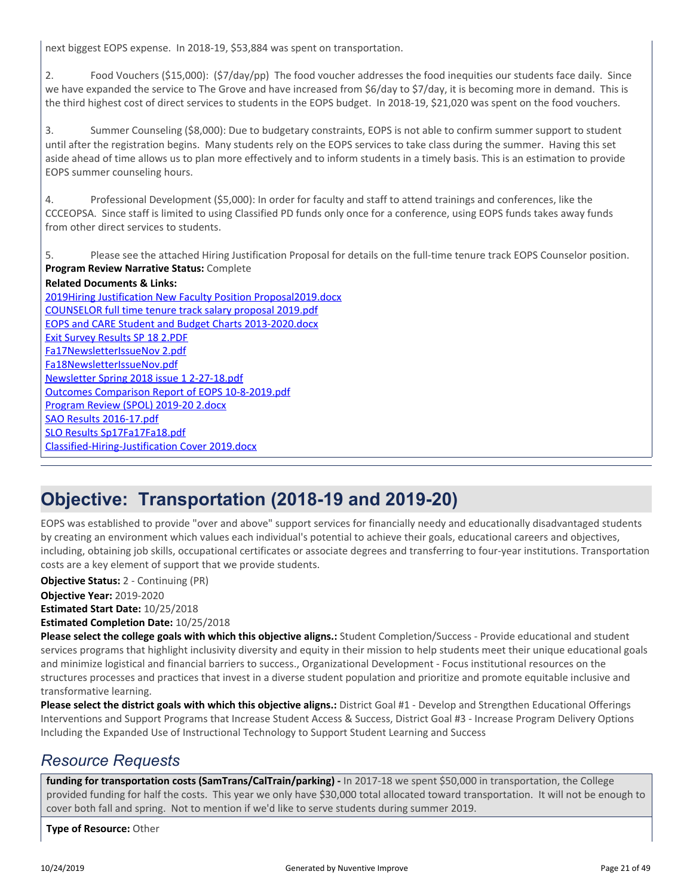next biggest EOPS expense. In 2018-19, $53,884 was spent on transportation.

2. Food Vouchers ($15,000): ($7/day/pp) The food voucher addresses the food inequities our students face daily. Since we have expanded the service to The Grove and have increased from $6/day to $7/day, it is becoming more in demand. This is the third highest cost of direct services to students in the EOPS budget. In 2018-19, $21,020 was spent on the food vouchers.

3. Summer Counseling ($8,000): Due to budgetary constraints, EOPS is not able to confirm summer support to student until after the registration begins. Many students rely on the EOPS services to take class during the summer. Having this set aside ahead of time allows us to plan more effectively and to inform students in a timely basis. This is an estimation to provide EOPS summer counseling hours.

4. Professional Development ($5,000): In order for faculty and staff to attend trainings and conferences, like the CCCEOPSA. Since staff is limited to using Classified PD funds only once for a conference, using EOPS funds takes away funds from other direct services to students.

5. Please see the attached Hiring Justification Proposal for details on the full-time tenure track EOPS Counselor position.

**Program Review Narrative Status:** Complete

**Related Documents & Links:**

2019Hiring Justification New Faculty Position Proposal2019.docx
COUNSELOR full time tenure track salary proposal 2019.pdf
EOPS and CARE Student and Budget Charts 2013-2020.docx
Exit Survey Results SP 18 2.PDF
Fa17NewsletterIssueNov 2.pdf
Fa18NewsletterIssueNov.pdf
Newsletter Spring 2018 issue 1 2-27-18.pdf
Outcomes Comparison Report of EOPS 10-8-2019.pdf
Program Review (SPOL) 2019-20 2.docx
SAO Results 2016-17.pdf
SLO Results Sp17Fa17Fa18.pdf
Classified-Hiring-Justification Cover 2019.docx

# Objective: Transportation (2018-19 and 2019-20)

EOPS was established to provide "over and above" support services for financially needy and educationally disadvantaged students by creating an environment which values each individual's potential to achieve their goals, educational careers and objectives, including, obtaining job skills, occupational certificates or associate degrees and transferring to four-year institutions. Transportation costs are a key element of support that we provide students.

**Objective Status:** 2 - Continuing (PR)

**Objective Year:** 2019-2020

**Estimated Start Date:** 10/25/2018

**Estimated Completion Date:** 10/25/2018

**Please select the college goals with which this objective aligns.:** Student Completion/Success - Provide educational and student services programs that highlight inclusivity diversity and equity in their mission to help students meet their unique educational goals and minimize logistical and financial barriers to success., Organizational Development - Focus institutional resources on the structures processes and practices that invest in a diverse student population and prioritize and promote equitable inclusive and transformative learning.

**Please select the district goals with which this objective aligns.:** District Goal #1 - Develop and Strengthen Educational Offerings Interventions and Support Programs that Increase Student Access & Success, District Goal #3 - Increase Program Delivery Options Including the Expanded Use of Instructional Technology to Support Student Learning and Success

## *Resource Requests*

**funding for transportation costs (SamTrans/CalTrain/parking) -** In 2017-18 we spent $50,000 in transportation, the College provided funding for half the costs. This year we only have $30,000 total allocated toward transportation. It will not be enough to cover both fall and spring. Not to mention if we'd like to serve students during summer 2019.

**Type of Resource:** Other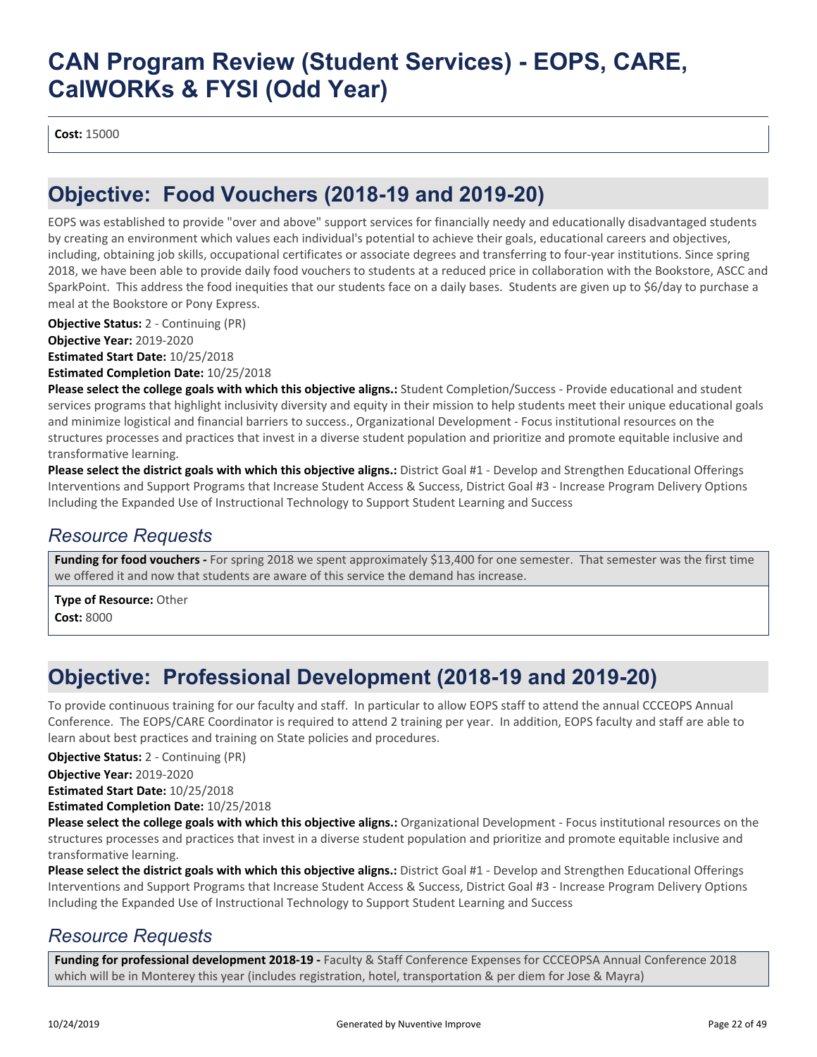**Cost:** 15000

## Objective: Food Vouchers (2018-19 and 2019-20)

EOPS was established to provide "over and above" support services for financially needy and educationally disadvantaged students by creating an environment which values each individual's potential to achieve their goals, educational careers and objectives, including, obtaining job skills, occupational certificates or associate degrees and transferring to four-year institutions. Since spring 2018, we have been able to provide daily food vouchers to students at a reduced price in collaboration with the Bookstore, ASCC and SparkPoint. This address the food inequities that our students face on a daily bases. Students are given up to $6/day to purchase a meal at the Bookstore or Pony Express.

**Objective Status:** 2 - Continuing (PR)
**Objective Year:** 2019-2020
**Estimated Start Date:** 10/25/2018
**Estimated Completion Date:** 10/25/2018
**Please select the college goals with which this objective aligns.:** Student Completion/Success - Provide educational and student services programs that highlight inclusivity diversity and equity in their mission to help students meet their unique educational goals and minimize logistical and financial barriers to success., Organizational Development - Focus institutional resources on the structures processes and practices that invest in a diverse student population and prioritize and promote equitable inclusive and transformative learning.
**Please select the district goals with which this objective aligns.:** District Goal #1 - Develop and Strengthen Educational Offerings Interventions and Support Programs that Increase Student Access & Success, District Goal #3 - Increase Program Delivery Options Including the Expanded Use of Instructional Technology to Support Student Learning and Success

### *Resource Requests*

**Funding for food vouchers -** For spring 2018 we spent approximately $13,400 for one semester. That semester was the first time we offered it and now that students are aware of this service the demand has increase.

**Type of Resource:** Other
**Cost:** 8000

## Objective: Professional Development (2018-19 and 2019-20)

To provide continuous training for our faculty and staff. In particular to allow EOPS staff to attend the annual CCCEOPS Annual Conference. The EOPS/CARE Coordinator is required to attend 2 training per year. In addition, EOPS faculty and staff are able to learn about best practices and training on State policies and procedures.

**Objective Status:** 2 - Continuing (PR)
**Objective Year:** 2019-2020
**Estimated Start Date:** 10/25/2018
**Estimated Completion Date:** 10/25/2018
**Please select the college goals with which this objective aligns.:** Organizational Development - Focus institutional resources on the structures processes and practices that invest in a diverse student population and prioritize and promote equitable inclusive and transformative learning.
**Please select the district goals with which this objective aligns.:** District Goal #1 - Develop and Strengthen Educational Offerings Interventions and Support Programs that Increase Student Access & Success, District Goal #3 - Increase Program Delivery Options Including the Expanded Use of Instructional Technology to Support Student Learning and Success

### *Resource Requests*

**Funding for professional development 2018-19 -** Faculty & Staff Conference Expenses for CCCEOPSA Annual Conference 2018 which will be in Monterey this year (includes registration, hotel, transportation & per diem for Jose & Mayra)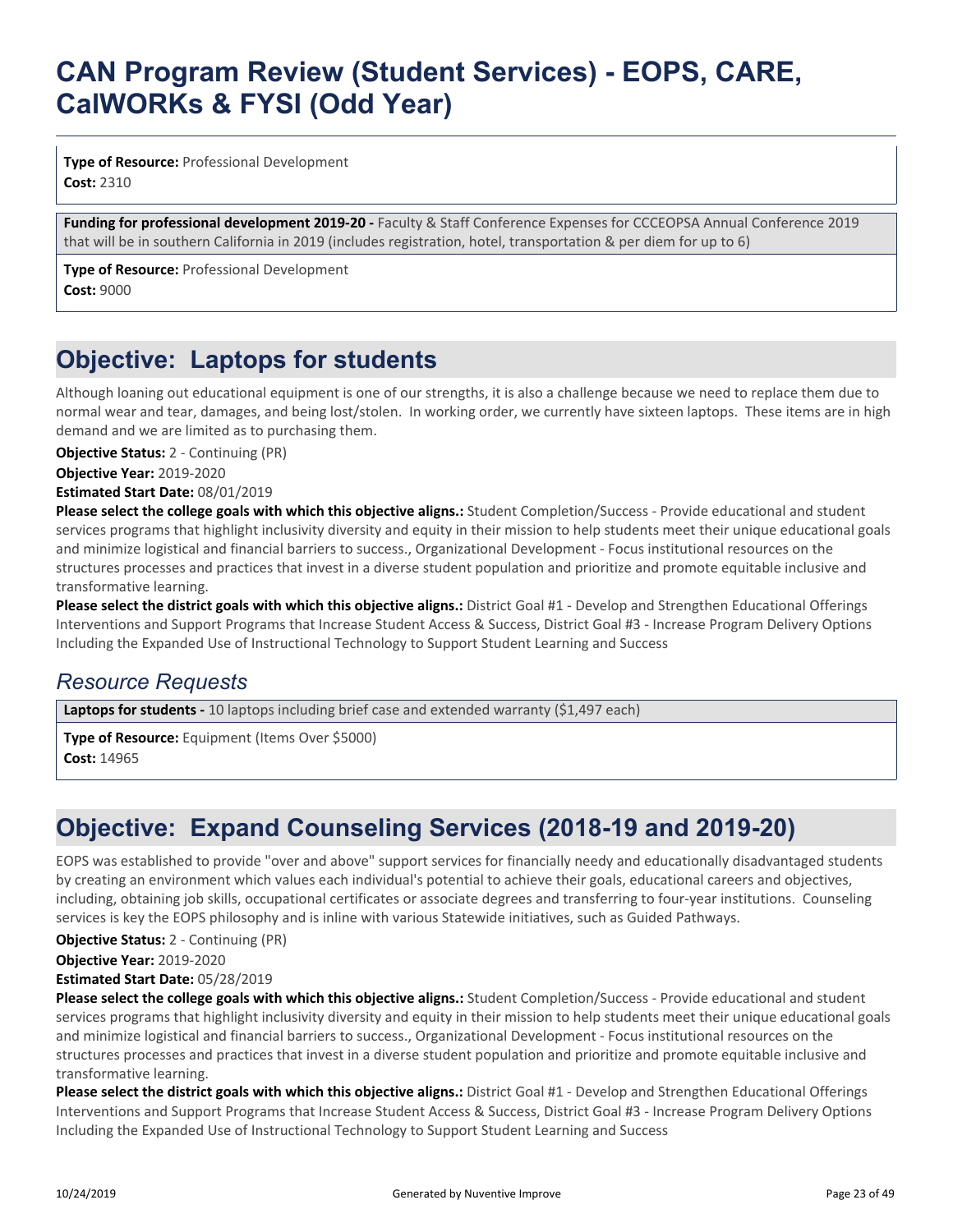# CAN Program Review (Student Services) - EOPS, CARE, CalWORKs & FYSI (Odd Year)

**Type of Resource:** Professional Development
**Cost:** 2310

**Funding for professional development 2019-20 -** Faculty & Staff Conference Expenses for CCCEOPSA Annual Conference 2019 that will be in southern California in 2019 (includes registration, hotel, transportation & per diem for up to 6)

**Type of Resource:** Professional Development
**Cost:** 9000

## Objective: Laptops for students

Although loaning out educational equipment is one of our strengths, it is also a challenge because we need to replace them due to normal wear and tear, damages, and being lost/stolen. In working order, we currently have sixteen laptops. These items are in high demand and we are limited as to purchasing them.

**Objective Status:** 2 - Continuing (PR)
**Objective Year:** 2019-2020
**Estimated Start Date:** 08/01/2019
**Please select the college goals with which this objective aligns.:** Student Completion/Success - Provide educational and student services programs that highlight inclusivity diversity and equity in their mission to help students meet their unique educational goals and minimize logistical and financial barriers to success., Organizational Development - Focus institutional resources on the structures processes and practices that invest in a diverse student population and prioritize and promote equitable inclusive and transformative learning.
**Please select the district goals with which this objective aligns.:** District Goal #1 - Develop and Strengthen Educational Offerings Interventions and Support Programs that Increase Student Access & Success, District Goal #3 - Increase Program Delivery Options Including the Expanded Use of Instructional Technology to Support Student Learning and Success

### *Resource Requests*

**Laptops for students -** 10 laptops including brief case and extended warranty ($1,497 each)

**Type of Resource:** Equipment (Items Over $5000)
**Cost:** 14965

## Objective: Expand Counseling Services (2018-19 and 2019-20)

EOPS was established to provide "over and above" support services for financially needy and educationally disadvantaged students by creating an environment which values each individual's potential to achieve their goals, educational careers and objectives, including, obtaining job skills, occupational certificates or associate degrees and transferring to four-year institutions. Counseling services is key the EOPS philosophy and is inline with various Statewide initiatives, such as Guided Pathways.

**Objective Status:** 2 - Continuing (PR)
**Objective Year:** 2019-2020
**Estimated Start Date:** 05/28/2019
**Please select the college goals with which this objective aligns.:** Student Completion/Success - Provide educational and student services programs that highlight inclusivity diversity and equity in their mission to help students meet their unique educational goals and minimize logistical and financial barriers to success., Organizational Development - Focus institutional resources on the structures processes and practices that invest in a diverse student population and prioritize and promote equitable inclusive and transformative learning.
**Please select the district goals with which this objective aligns.:** District Goal #1 - Develop and Strengthen Educational Offerings Interventions and Support Programs that Increase Student Access & Success, District Goal #3 - Increase Program Delivery Options Including the Expanded Use of Instructional Technology to Support Student Learning and Success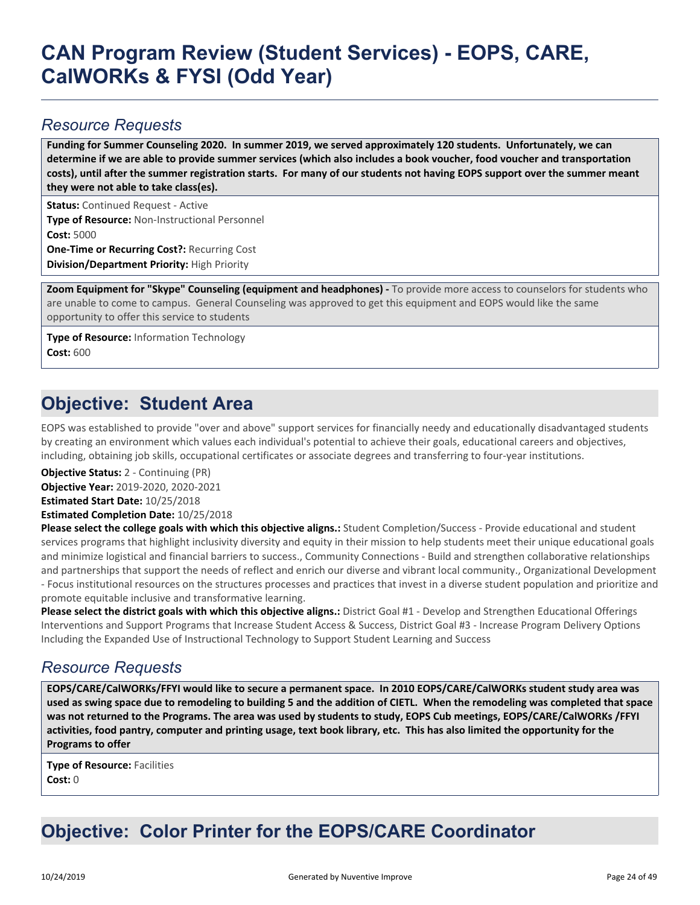# CAN Program Review (Student Services) - EOPS, CARE, CalWORKs & FYSI (Odd Year)

## *Resource Requests*

**Funding for Summer Counseling 2020. In summer 2019, we served approximately 120 students. Unfortunately, we can determine if we are able to provide summer services (which also includes a book voucher, food voucher and transportation costs), until after the summer registration starts. For many of our students not having EOPS support over the summer meant they were not able to take class(es).**

**Status:** Continued Request - Active
**Type of Resource:** Non-Instructional Personnel
**Cost:** 5000
**One-Time or Recurring Cost?:** Recurring Cost
**Division/Department Priority:** High Priority

**Zoom Equipment for "Skype" Counseling (equipment and headphones) -** To provide more access to counselors for students who are unable to come to campus. General Counseling was approved to get this equipment and EOPS would like the same opportunity to offer this service to students

**Type of Resource:** Information Technology
**Cost:** 600

## Objective: Student Area

EOPS was established to provide "over and above" support services for financially needy and educationally disadvantaged students by creating an environment which values each individual's potential to achieve their goals, educational careers and objectives, including, obtaining job skills, occupational certificates or associate degrees and transferring to four-year institutions.

**Objective Status:** 2 - Continuing (PR)
**Objective Year:** 2019-2020, 2020-2021
**Estimated Start Date:** 10/25/2018
**Estimated Completion Date:** 10/25/2018
**Please select the college goals with which this objective aligns.:** Student Completion/Success - Provide educational and student services programs that highlight inclusivity diversity and equity in their mission to help students meet their unique educational goals and minimize logistical and financial barriers to success., Community Connections - Build and strengthen collaborative relationships and partnerships that support the needs of reflect and enrich our diverse and vibrant local community., Organizational Development - Focus institutional resources on the structures processes and practices that invest in a diverse student population and prioritize and promote equitable inclusive and transformative learning.
**Please select the district goals with which this objective aligns.:** District Goal #1 - Develop and Strengthen Educational Offerings Interventions and Support Programs that Increase Student Access & Success, District Goal #3 - Increase Program Delivery Options Including the Expanded Use of Instructional Technology to Support Student Learning and Success

## *Resource Requests*

**EOPS/CARE/CalWORKs/FFYI would like to secure a permanent space. In 2010 EOPS/CARE/CalWORKs student study area was used as swing space due to remodeling to building 5 and the addition of CIETL. When the remodeling was completed that space was not returned to the Programs. The area was used by students to study, EOPS Cub meetings, EOPS/CARE/CalWORKs /FFYI activities, food pantry, computer and printing usage, text book library, etc. This has also limited the opportunity for the Programs to offer**

**Type of Resource:** Facilities
**Cost:** 0

## Objective: Color Printer for the EOPS/CARE Coordinator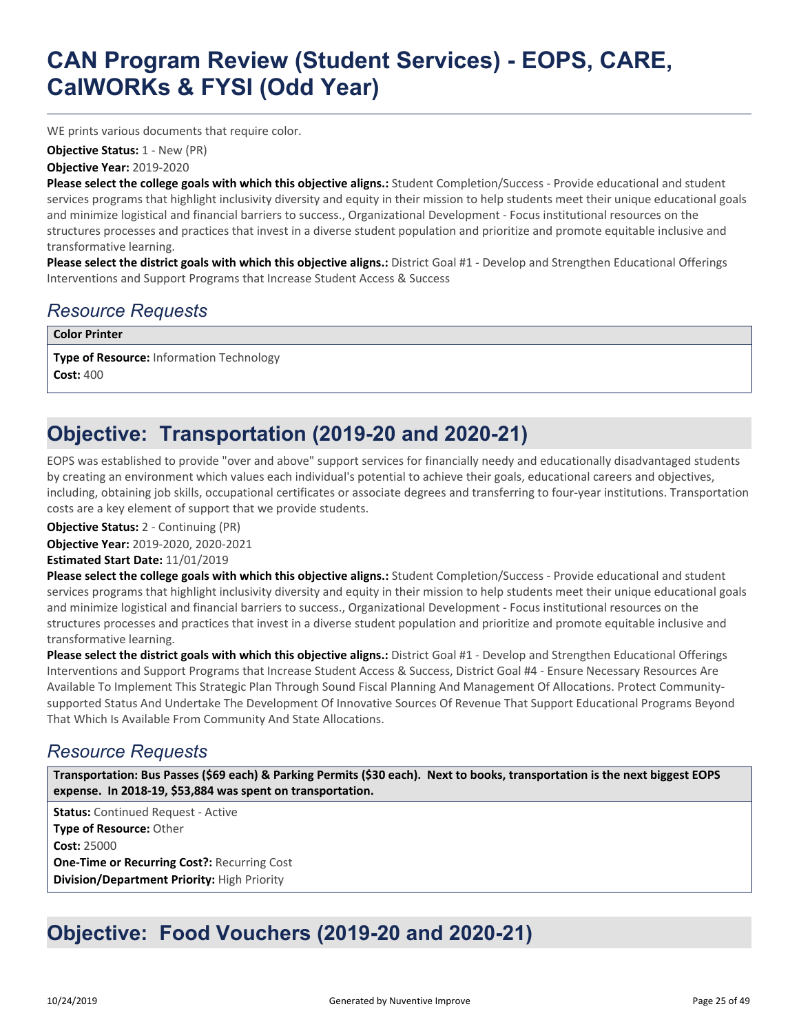WE prints various documents that require color.

**Objective Status:** 1 - New (PR)

**Objective Year:** 2019-2020

**Please select the college goals with which this objective aligns.:** Student Completion/Success - Provide educational and student services programs that highlight inclusivity diversity and equity in their mission to help students meet their unique educational goals and minimize logistical and financial barriers to success., Organizational Development - Focus institutional resources on the structures processes and practices that invest in a diverse student population and prioritize and promote equitable inclusive and transformative learning.

**Please select the district goals with which this objective aligns.:** District Goal #1 - Develop and Strengthen Educational Offerings Interventions and Support Programs that Increase Student Access & Success

### *Resource Requests*

**Color Printer**

**Type of Resource:** Information Technology

**Cost:** 400

## Objective: Transportation (2019-20 and 2020-21)

EOPS was established to provide "over and above" support services for financially needy and educationally disadvantaged students by creating an environment which values each individual's potential to achieve their goals, educational careers and objectives, including, obtaining job skills, occupational certificates or associate degrees and transferring to four-year institutions. Transportation costs are a key element of support that we provide students.

**Objective Status:** 2 - Continuing (PR)

**Objective Year:** 2019-2020, 2020-2021

**Estimated Start Date:** 11/01/2019

**Please select the college goals with which this objective aligns.:** Student Completion/Success - Provide educational and student services programs that highlight inclusivity diversity and equity in their mission to help students meet their unique educational goals and minimize logistical and financial barriers to success., Organizational Development - Focus institutional resources on the structures processes and practices that invest in a diverse student population and prioritize and promote equitable inclusive and transformative learning.

**Please select the district goals with which this objective aligns.:** District Goal #1 - Develop and Strengthen Educational Offerings Interventions and Support Programs that Increase Student Access & Success, District Goal #4 - Ensure Necessary Resources Are Available To Implement This Strategic Plan Through Sound Fiscal Planning And Management Of Allocations. Protect Community-supported Status And Undertake The Development Of Innovative Sources Of Revenue That Support Educational Programs Beyond That Which Is Available From Community And State Allocations.

### *Resource Requests*

**Transportation: Bus Passes ($69 each) & Parking Permits ($30 each). Next to books, transportation is the next biggest EOPS expense. In 2018-19, $53,884 was spent on transportation.**

**Status:** Continued Request - Active

**Type of Resource:** Other

**Cost:** 25000

**One-Time or Recurring Cost?:** Recurring Cost

**Division/Department Priority:** High Priority

## Objective: Food Vouchers (2019-20 and 2020-21)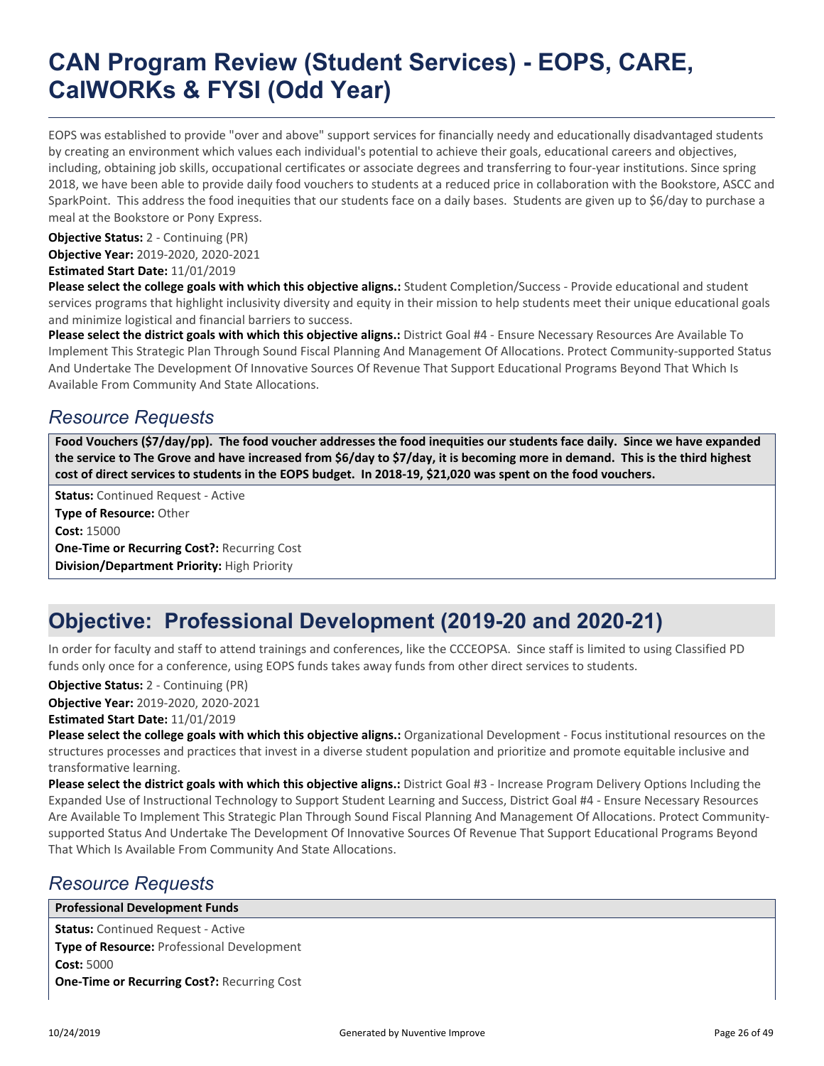# CAN Program Review (Student Services) - EOPS, CARE, CalWORKs & FYSI (Odd Year)

EOPS was established to provide "over and above" support services for financially needy and educationally disadvantaged students by creating an environment which values each individual's potential to achieve their goals, educational careers and objectives, including, obtaining job skills, occupational certificates or associate degrees and transferring to four-year institutions. Since spring 2018, we have been able to provide daily food vouchers to students at a reduced price in collaboration with the Bookstore, ASCC and SparkPoint. This address the food inequities that our students face on a daily bases. Students are given up to $6/day to purchase a meal at the Bookstore or Pony Express.

**Objective Status:** 2 - Continuing (PR)
**Objective Year:** 2019-2020, 2020-2021
**Estimated Start Date:** 11/01/2019
**Please select the college goals with which this objective aligns.:** Student Completion/Success - Provide educational and student services programs that highlight inclusivity diversity and equity in their mission to help students meet their unique educational goals and minimize logistical and financial barriers to success.
**Please select the district goals with which this objective aligns.:** District Goal #4 - Ensure Necessary Resources Are Available To Implement This Strategic Plan Through Sound Fiscal Planning And Management Of Allocations. Protect Community-supported Status And Undertake The Development Of Innovative Sources Of Revenue That Support Educational Programs Beyond That Which Is Available From Community And State Allocations.

## *Resource Requests*

**Food Vouchers ($7/day/pp). The food voucher addresses the food inequities our students face daily. Since we have expanded the service to The Grove and have increased from $6/day to $7/day, it is becoming more in demand. This is the third highest cost of direct services to students in the EOPS budget. In 2018-19, $21,020 was spent on the food vouchers.**

**Status:** Continued Request - Active
**Type of Resource:** Other
**Cost:** 15000
**One-Time or Recurring Cost?:** Recurring Cost
**Division/Department Priority:** High Priority

## Objective: Professional Development (2019-20 and 2020-21)

In order for faculty and staff to attend trainings and conferences, like the CCCEOPSA. Since staff is limited to using Classified PD funds only once for a conference, using EOPS funds takes away funds from other direct services to students.

**Objective Status:** 2 - Continuing (PR)
**Objective Year:** 2019-2020, 2020-2021
**Estimated Start Date:** 11/01/2019
**Please select the college goals with which this objective aligns.:** Organizational Development - Focus institutional resources on the structures processes and practices that invest in a diverse student population and prioritize and promote equitable inclusive and transformative learning.
**Please select the district goals with which this objective aligns.:** District Goal #3 - Increase Program Delivery Options Including the Expanded Use of Instructional Technology to Support Student Learning and Success, District Goal #4 - Ensure Necessary Resources Are Available To Implement This Strategic Plan Through Sound Fiscal Planning And Management Of Allocations. Protect Community-supported Status And Undertake The Development Of Innovative Sources Of Revenue That Support Educational Programs Beyond That Which Is Available From Community And State Allocations.

## *Resource Requests*

**Professional Development Funds**

**Status:** Continued Request - Active
**Type of Resource:** Professional Development
**Cost:** 5000
**One-Time or Recurring Cost?:** Recurring Cost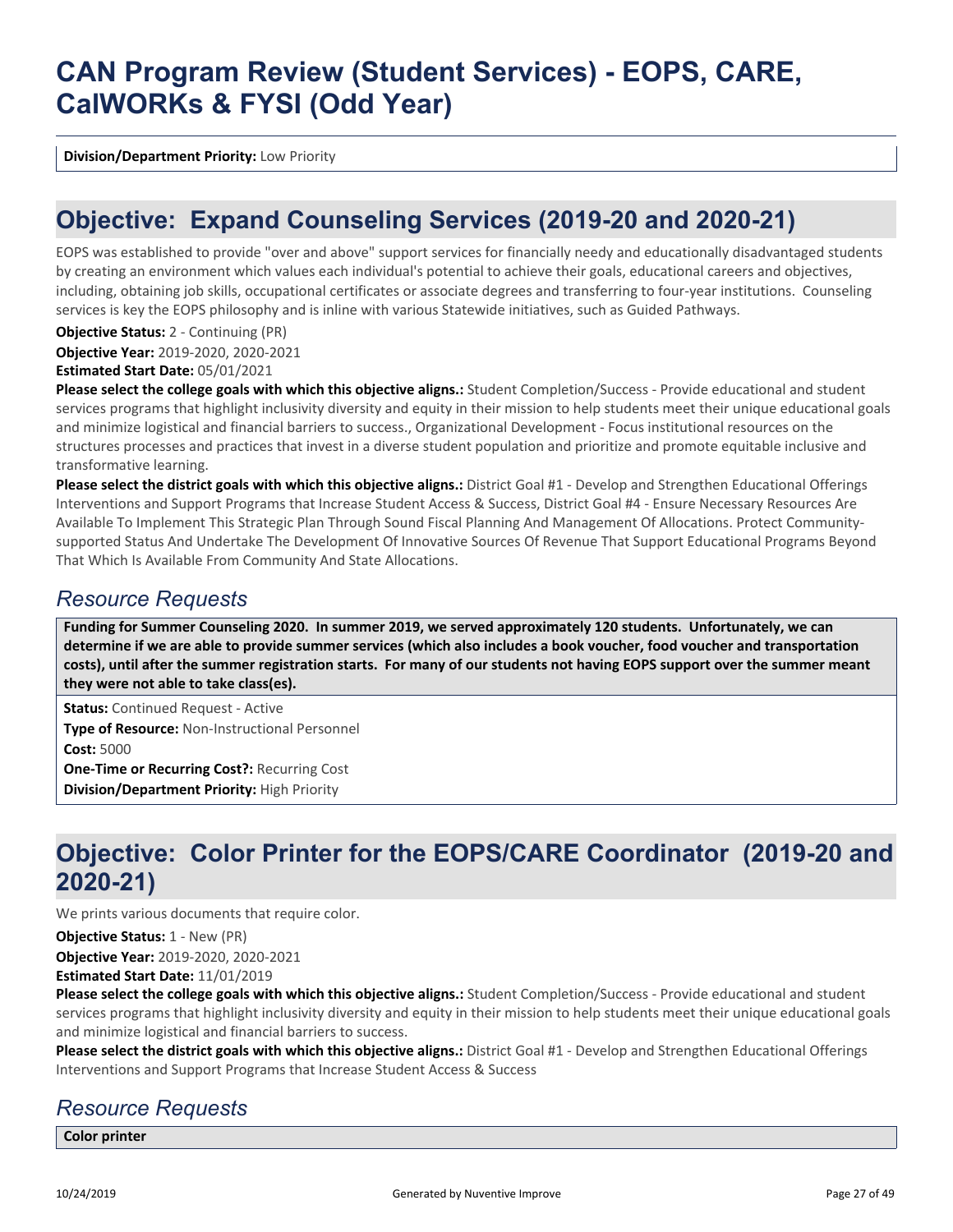# CAN Program Review (Student Services) - EOPS, CARE, CalWORKs & FYSI (Odd Year)

**Division/Department Priority:** Low Priority

## Objective: Expand Counseling Services (2019-20 and 2020-21)

EOPS was established to provide "over and above" support services for financially needy and educationally disadvantaged students by creating an environment which values each individual's potential to achieve their goals, educational careers and objectives, including, obtaining job skills, occupational certificates or associate degrees and transferring to four-year institutions. Counseling services is key the EOPS philosophy and is inline with various Statewide initiatives, such as Guided Pathways.

**Objective Status:** 2 - Continuing (PR)
**Objective Year:** 2019-2020, 2020-2021
**Estimated Start Date:** 05/01/2021
**Please select the college goals with which this objective aligns.:** Student Completion/Success - Provide educational and student services programs that highlight inclusivity diversity and equity in their mission to help students meet their unique educational goals and minimize logistical and financial barriers to success., Organizational Development - Focus institutional resources on the structures processes and practices that invest in a diverse student population and prioritize and promote equitable inclusive and transformative learning.
**Please select the district goals with which this objective aligns.:** District Goal #1 - Develop and Strengthen Educational Offerings Interventions and Support Programs that Increase Student Access & Success, District Goal #4 - Ensure Necessary Resources Are Available To Implement This Strategic Plan Through Sound Fiscal Planning And Management Of Allocations. Protect Community-supported Status And Undertake The Development Of Innovative Sources Of Revenue That Support Educational Programs Beyond That Which Is Available From Community And State Allocations.

### *Resource Requests*

**Funding for Summer Counseling 2020. In summer 2019, we served approximately 120 students. Unfortunately, we can determine if we are able to provide summer services (which also includes a book voucher, food voucher and transportation costs), until after the summer registration starts. For many of our students not having EOPS support over the summer meant they were not able to take class(es).**

**Status:** Continued Request - Active
**Type of Resource:** Non-Instructional Personnel
**Cost:** 5000
**One-Time or Recurring Cost?:** Recurring Cost
**Division/Department Priority:** High Priority

## Objective: Color Printer for the EOPS/CARE Coordinator (2019-20 and 2020-21)

We prints various documents that require color.

**Objective Status:** 1 - New (PR)
**Objective Year:** 2019-2020, 2020-2021
**Estimated Start Date:** 11/01/2019
**Please select the college goals with which this objective aligns.:** Student Completion/Success - Provide educational and student services programs that highlight inclusivity diversity and equity in their mission to help students meet their unique educational goals and minimize logistical and financial barriers to success.
**Please select the district goals with which this objective aligns.:** District Goal #1 - Develop and Strengthen Educational Offerings Interventions and Support Programs that Increase Student Access & Success

### *Resource Requests*

**Color printer**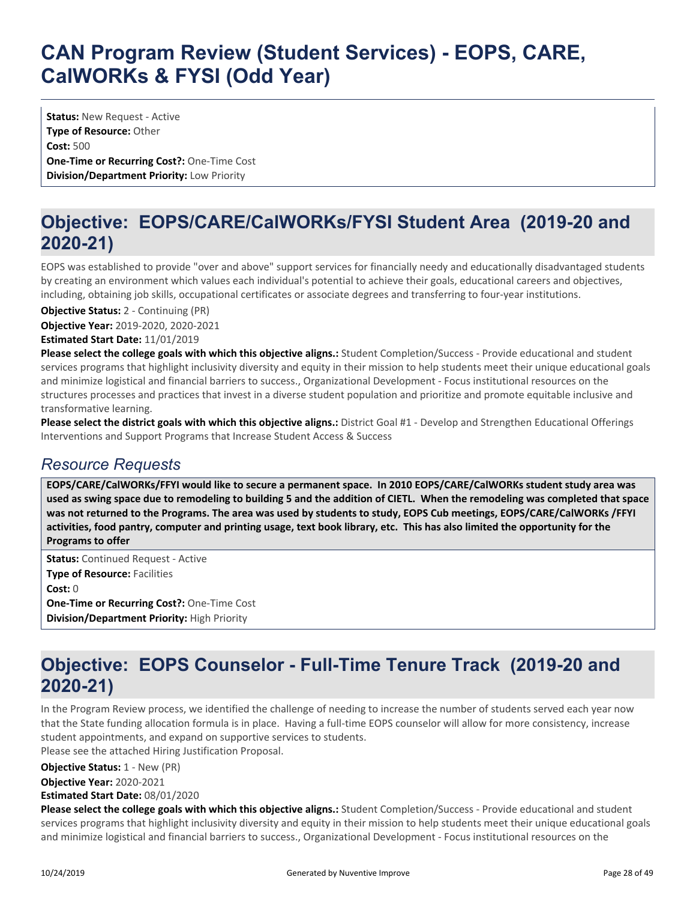# CAN Program Review (Student Services) - EOPS, CARE, CalWORKs & FYSI (Odd Year)

**Status:** New Request - Active
**Type of Resource:** Other
**Cost:** 500
**One-Time or Recurring Cost?:** One-Time Cost
**Division/Department Priority:** Low Priority

## Objective: EOPS/CARE/CalWORKs/FYSI Student Area (2019-20 and 2020-21)

EOPS was established to provide "over and above" support services for financially needy and educationally disadvantaged students by creating an environment which values each individual's potential to achieve their goals, educational careers and objectives, including, obtaining job skills, occupational certificates or associate degrees and transferring to four-year institutions.

**Objective Status:** 2 - Continuing (PR)

**Objective Year:** 2019-2020, 2020-2021

**Estimated Start Date:** 11/01/2019

**Please select the college goals with which this objective aligns.:** Student Completion/Success - Provide educational and student services programs that highlight inclusivity diversity and equity in their mission to help students meet their unique educational goals and minimize logistical and financial barriers to success., Organizational Development - Focus institutional resources on the structures processes and practices that invest in a diverse student population and prioritize and promote equitable inclusive and transformative learning.

**Please select the district goals with which this objective aligns.:** District Goal #1 - Develop and Strengthen Educational Offerings Interventions and Support Programs that Increase Student Access & Success

### *Resource Requests*

**EOPS/CARE/CalWORKs/FFYI would like to secure a permanent space. In 2010 EOPS/CARE/CalWORKs student study area was used as swing space due to remodeling to building 5 and the addition of CIETL. When the remodeling was completed that space was not returned to the Programs. The area was used by students to study, EOPS Cub meetings, EOPS/CARE/CalWORKs /FFYI activities, food pantry, computer and printing usage, text book library, etc. This has also limited the opportunity for the Programs to offer**

**Status:** Continued Request - Active
**Type of Resource:** Facilities
**Cost:** 0
**One-Time or Recurring Cost?:** One-Time Cost
**Division/Department Priority:** High Priority

## Objective: EOPS Counselor - Full-Time Tenure Track (2019-20 and 2020-21)

In the Program Review process, we identified the challenge of needing to increase the number of students served each year now that the State funding allocation formula is in place. Having a full-time EOPS counselor will allow for more consistency, increase student appointments, and expand on supportive services to students.
Please see the attached Hiring Justification Proposal.

**Objective Status:** 1 - New (PR)

**Objective Year:** 2020-2021

**Estimated Start Date:** 08/01/2020

**Please select the college goals with which this objective aligns.:** Student Completion/Success - Provide educational and student services programs that highlight inclusivity diversity and equity in their mission to help students meet their unique educational goals and minimize logistical and financial barriers to success., Organizational Development - Focus institutional resources on the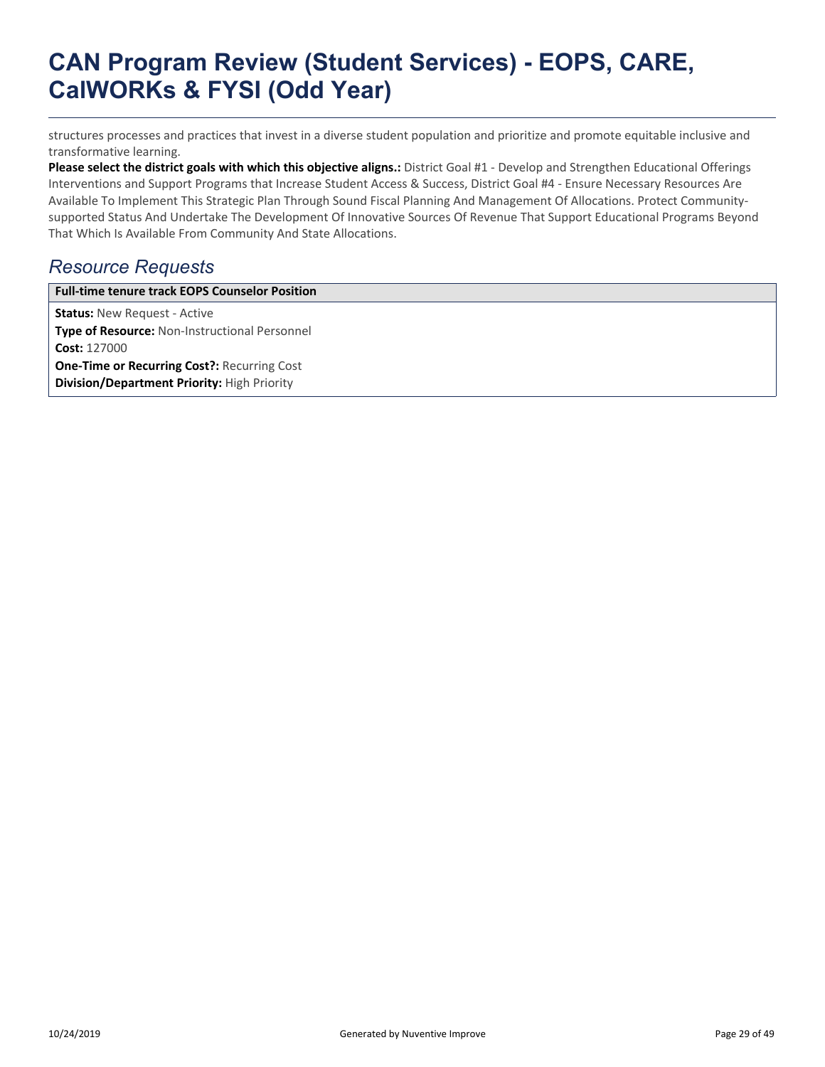structures processes and practices that invest in a diverse student population and prioritize and promote equitable inclusive and transformative learning.

**Please select the district goals with which this objective aligns.:** District Goal #1 - Develop and Strengthen Educational Offerings Interventions and Support Programs that Increase Student Access & Success, District Goal #4 - Ensure Necessary Resources Are Available To Implement This Strategic Plan Through Sound Fiscal Planning And Management Of Allocations. Protect Community-supported Status And Undertake The Development Of Innovative Sources Of Revenue That Support Educational Programs Beyond That Which Is Available From Community And State Allocations.

## *Resource Requests*

**Full-time tenure track EOPS Counselor Position**

**Status:** New Request - Active
**Type of Resource:** Non-Instructional Personnel
**Cost:** 127000
**One-Time or Recurring Cost?:** Recurring Cost
**Division/Department Priority:** High Priority